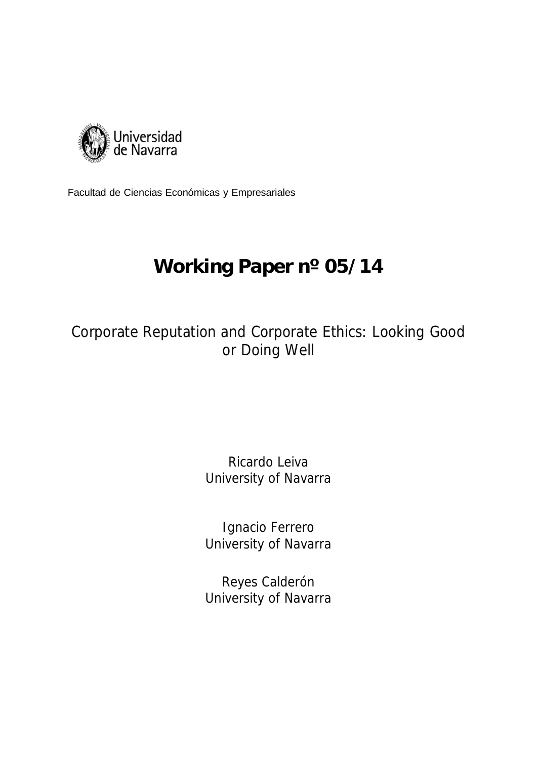Universidad de Navarra

Facultad de Ciencias Económicas y Empresariales

# Working Paper nº 05/14

## Corporate Reputation and Corporate Ethics: Looking Good or Doing Well

Ricardo Leiva
University of Navarra

Ignacio Ferrero
University of Navarra

Reyes Calderón
University of Navarra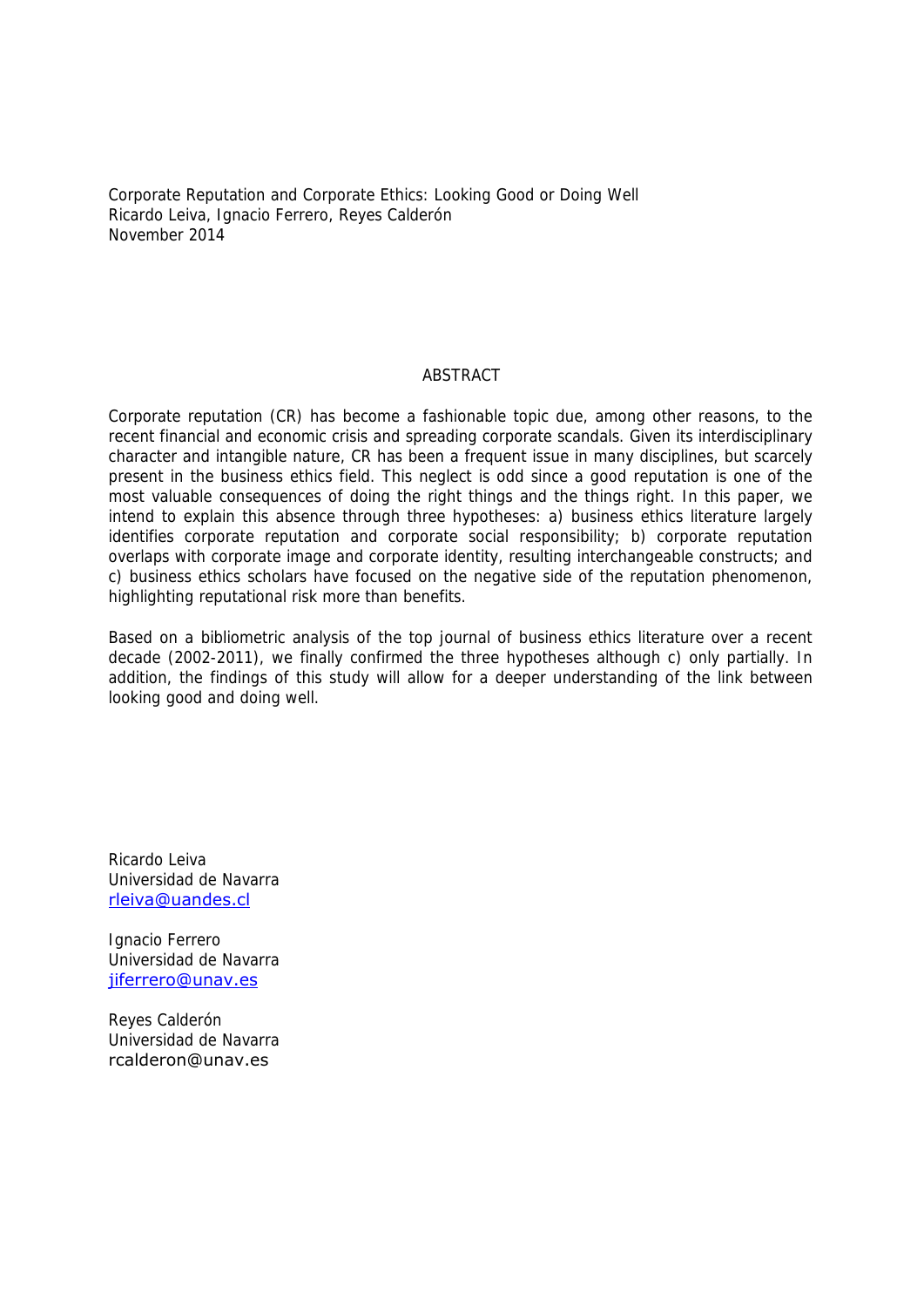Corporate Reputation and Corporate Ethics: Looking Good or Doing Well
Ricardo Leiva, Ignacio Ferrero, Reyes Calderón
November 2014

## ABSTRACT

Corporate reputation (CR) has become a fashionable topic due, among other reasons, to the recent financial and economic crisis and spreading corporate scandals. Given its interdisciplinary character and intangible nature, CR has been a frequent issue in many disciplines, but scarcely present in the business ethics field. This neglect is odd since a good reputation is one of the most valuable consequences of doing the right things and the things right. In this paper, we intend to explain this absence through three hypotheses: a) business ethics literature largely identifies corporate reputation and corporate social responsibility; b) corporate reputation overlaps with corporate image and corporate identity, resulting interchangeable constructs; and c) business ethics scholars have focused on the negative side of the reputation phenomenon, highlighting reputational risk more than benefits.

Based on a bibliometric analysis of the top journal of business ethics literature over a recent decade (2002-2011), we finally confirmed the three hypotheses although c) only partially. In addition, the findings of this study will allow for a deeper understanding of the link between looking good and doing well.

Ricardo Leiva
Universidad de Navarra
rleiva@uandes.cl

Ignacio Ferrero
Universidad de Navarra
jiferrero@unav.es

Reyes Calderón
Universidad de Navarra
rcalderon@unav.es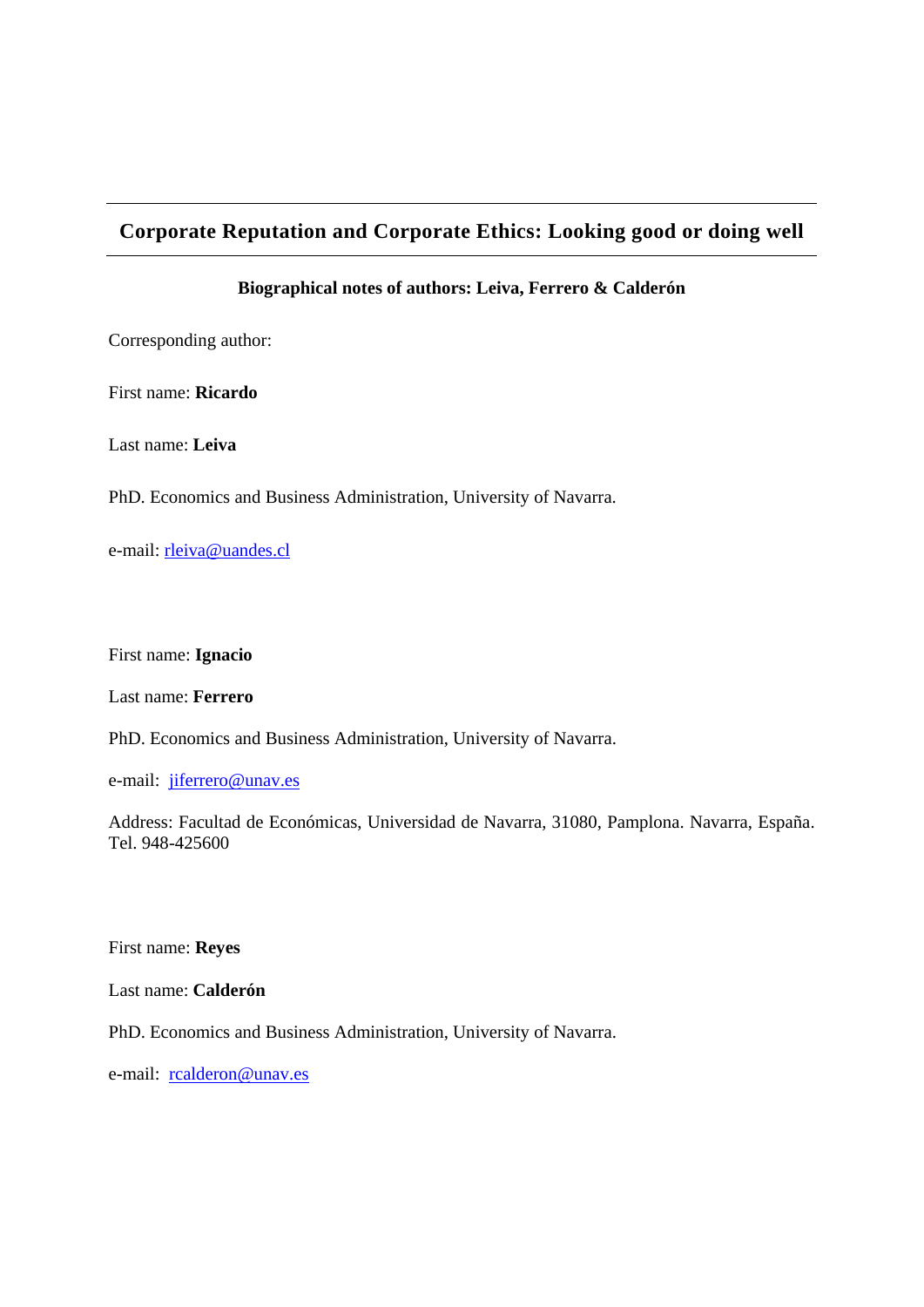# Corporate Reputation and Corporate Ethics: Looking good or doing well

**Biographical notes of authors: Leiva, Ferrero & Calderón**

Corresponding author:

First name: **Ricardo**

Last name: **Leiva**

PhD. Economics and Business Administration, University of Navarra.

e-mail: rleiva@uandes.cl

First name: **Ignacio**

Last name: **Ferrero**

PhD. Economics and Business Administration, University of Navarra.

e-mail: jiferrero@unav.es

Address: Facultad de Económicas, Universidad de Navarra, 31080, Pamplona. Navarra, España. Tel. 948-425600

First name: **Reyes**

Last name: **Calderón**

PhD. Economics and Business Administration, University of Navarra.

e-mail: rcalderon@unav.es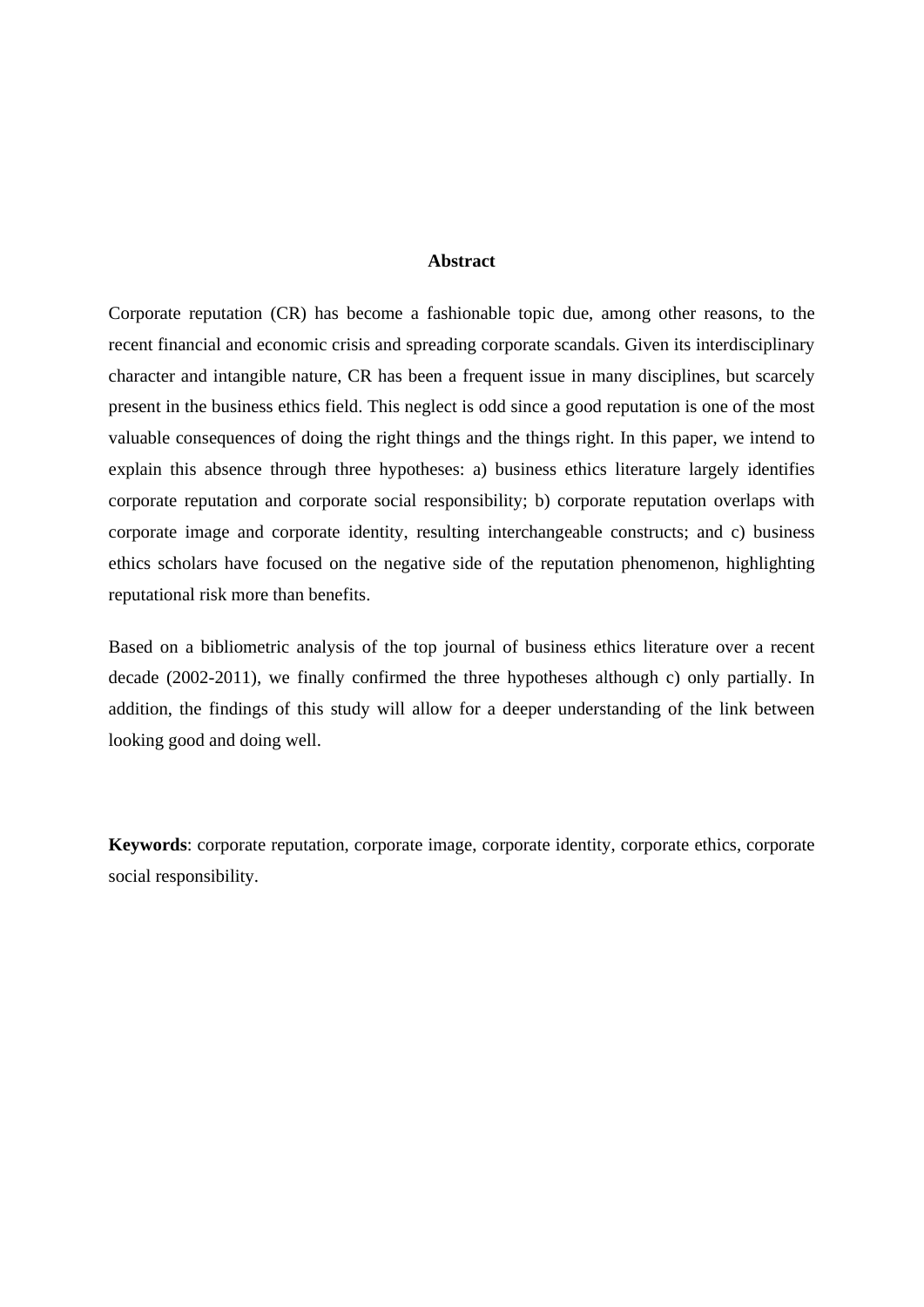## Abstract

Corporate reputation (CR) has become a fashionable topic due, among other reasons, to the recent financial and economic crisis and spreading corporate scandals. Given its interdisciplinary character and intangible nature, CR has been a frequent issue in many disciplines, but scarcely present in the business ethics field. This neglect is odd since a good reputation is one of the most valuable consequences of doing the right things and the things right. In this paper, we intend to explain this absence through three hypotheses: a) business ethics literature largely identifies corporate reputation and corporate social responsibility; b) corporate reputation overlaps with corporate image and corporate identity, resulting interchangeable constructs; and c) business ethics scholars have focused on the negative side of the reputation phenomenon, highlighting reputational risk more than benefits.

Based on a bibliometric analysis of the top journal of business ethics literature over a recent decade (2002-2011), we finally confirmed the three hypotheses although c) only partially. In addition, the findings of this study will allow for a deeper understanding of the link between looking good and doing well.

**Keywords**: corporate reputation, corporate image, corporate identity, corporate ethics, corporate social responsibility.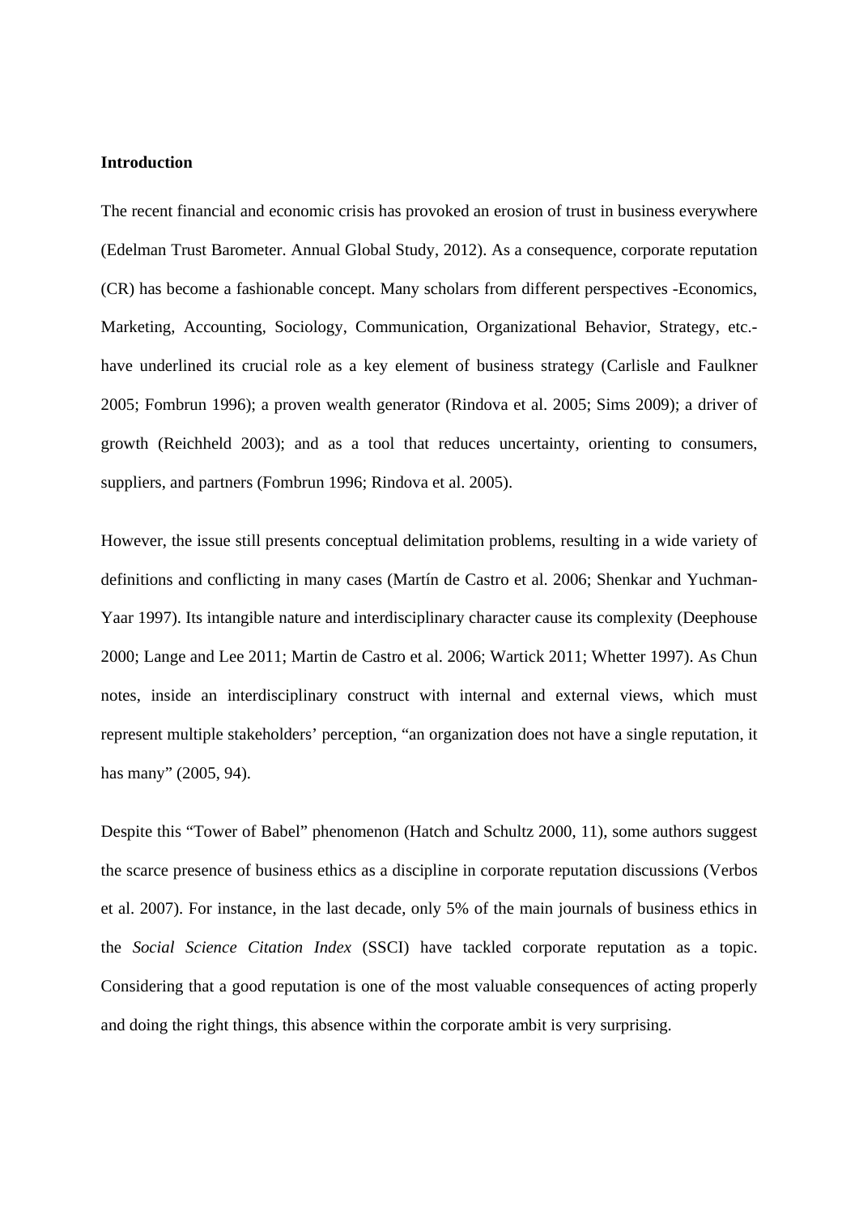**Introduction**

The recent financial and economic crisis has provoked an erosion of trust in business everywhere (Edelman Trust Barometer. Annual Global Study, 2012). As a consequence, corporate reputation (CR) has become a fashionable concept. Many scholars from different perspectives -Economics, Marketing, Accounting, Sociology, Communication, Organizational Behavior, Strategy, etc.- have underlined its crucial role as a key element of business strategy (Carlisle and Faulkner 2005; Fombrun 1996); a proven wealth generator (Rindova et al. 2005; Sims 2009); a driver of growth (Reichheld 2003); and as a tool that reduces uncertainty, orienting to consumers, suppliers, and partners (Fombrun 1996; Rindova et al. 2005).

However, the issue still presents conceptual delimitation problems, resulting in a wide variety of definitions and conflicting in many cases (Martín de Castro et al. 2006; Shenkar and Yuchman-Yaar 1997). Its intangible nature and interdisciplinary character cause its complexity (Deephouse 2000; Lange and Lee 2011; Martin de Castro et al. 2006; Wartick 2011; Whetter 1997). As Chun notes, inside an interdisciplinary construct with internal and external views, which must represent multiple stakeholders' perception, "an organization does not have a single reputation, it has many" (2005, 94).

Despite this "Tower of Babel" phenomenon (Hatch and Schultz 2000, 11), some authors suggest the scarce presence of business ethics as a discipline in corporate reputation discussions (Verbos et al. 2007). For instance, in the last decade, only 5% of the main journals of business ethics in the *Social Science Citation Index* (SSCI) have tackled corporate reputation as a topic. Considering that a good reputation is one of the most valuable consequences of acting properly and doing the right things, this absence within the corporate ambit is very surprising.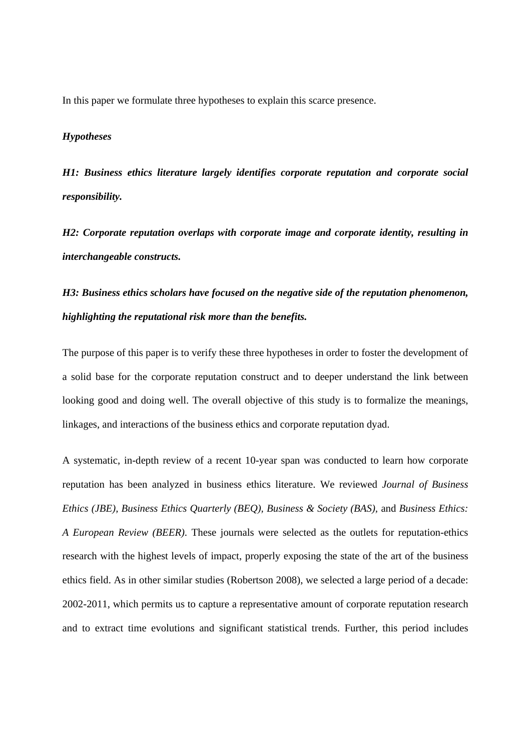In this paper we formulate three hypotheses to explain this scarce presence.

***Hypotheses***

***H1: Business ethics literature largely identifies corporate reputation and corporate social responsibility.***

***H2: Corporate reputation overlaps with corporate image and corporate identity, resulting in interchangeable constructs.***

***H3: Business ethics scholars have focused on the negative side of the reputation phenomenon, highlighting the reputational risk more than the benefits.***

The purpose of this paper is to verify these three hypotheses in order to foster the development of a solid base for the corporate reputation construct and to deeper understand the link between looking good and doing well. The overall objective of this study is to formalize the meanings, linkages, and interactions of the business ethics and corporate reputation dyad.

A systematic, in-depth review of a recent 10-year span was conducted to learn how corporate reputation has been analyzed in business ethics literature. We reviewed *Journal of Business Ethics (JBE), Business Ethics Quarterly (BEQ), Business & Society (BAS),* and *Business Ethics: A European Review (BEER)*. These journals were selected as the outlets for reputation-ethics research with the highest levels of impact, properly exposing the state of the art of the business ethics field. As in other similar studies (Robertson 2008), we selected a large period of a decade: 2002-2011, which permits us to capture a representative amount of corporate reputation research and to extract time evolutions and significant statistical trends. Further, this period includes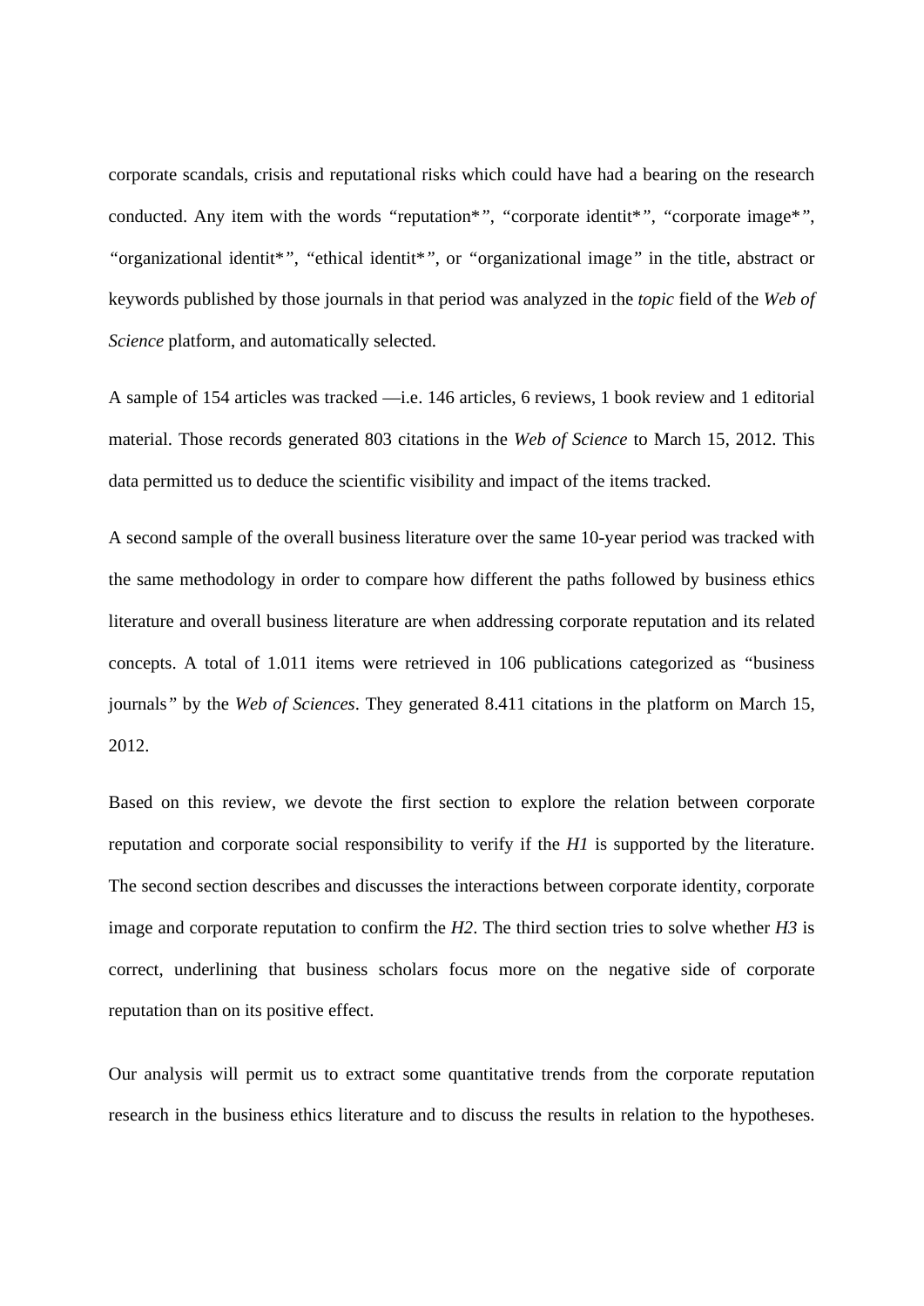corporate scandals, crisis and reputational risks which could have had a bearing on the research conducted. Any item with the words "reputation*", "corporate identit*", "corporate image*", "organizational identit*", "ethical identit*", or "organizational image" in the title, abstract or keywords published by those journals in that period was analyzed in the *topic* field of the *Web of Science* platform, and automatically selected.

A sample of 154 articles was tracked —i.e. 146 articles, 6 reviews, 1 book review and 1 editorial material. Those records generated 803 citations in the *Web of Science* to March 15, 2012. This data permitted us to deduce the scientific visibility and impact of the items tracked.

A second sample of the overall business literature over the same 10-year period was tracked with the same methodology in order to compare how different the paths followed by business ethics literature and overall business literature are when addressing corporate reputation and its related concepts. A total of 1.011 items were retrieved in 106 publications categorized as "business journals" by the *Web of Sciences*. They generated 8.411 citations in the platform on March 15, 2012.

Based on this review, we devote the first section to explore the relation between corporate reputation and corporate social responsibility to verify if the *H1* is supported by the literature. The second section describes and discusses the interactions between corporate identity, corporate image and corporate reputation to confirm the *H2*. The third section tries to solve whether *H3* is correct, underlining that business scholars focus more on the negative side of corporate reputation than on its positive effect.

Our analysis will permit us to extract some quantitative trends from the corporate reputation research in the business ethics literature and to discuss the results in relation to the hypotheses.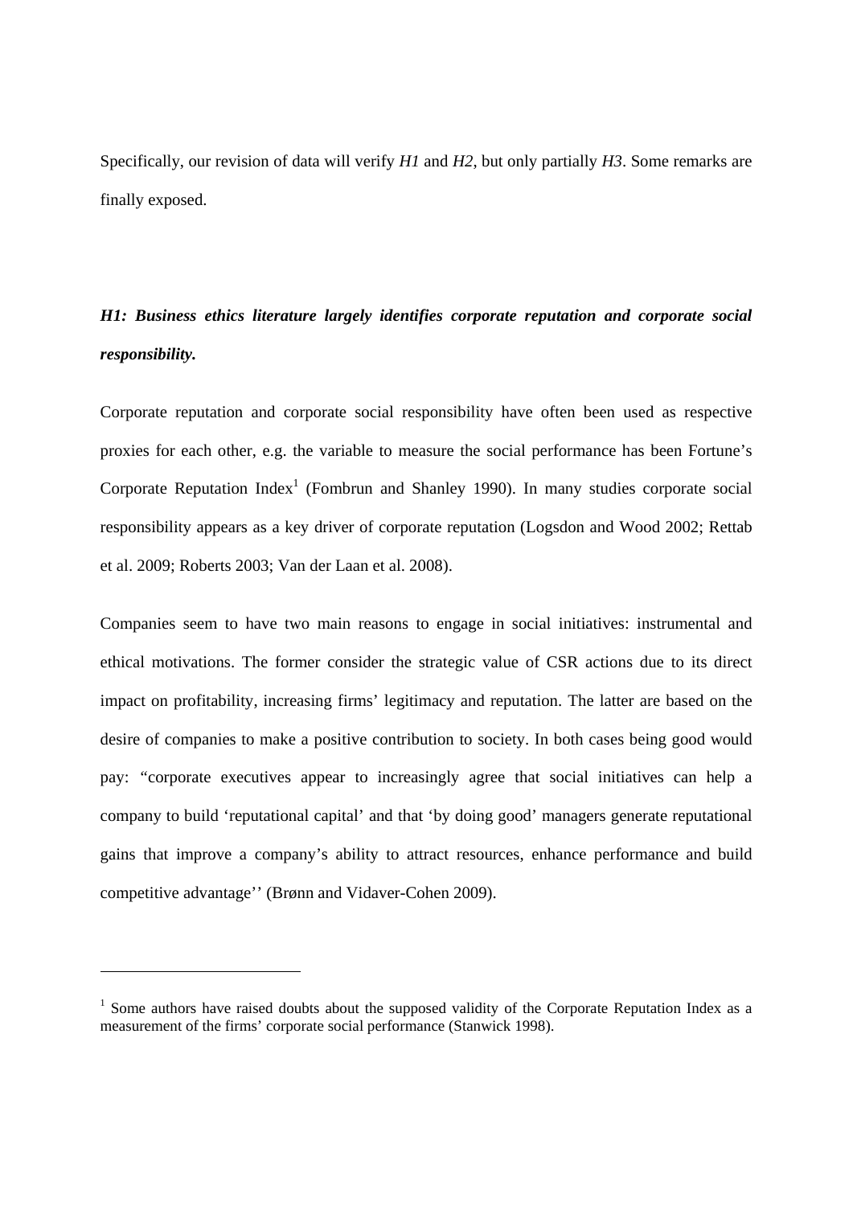Specifically, our revision of data will verify *H1* and *H2*, but only partially *H3*. Some remarks are finally exposed.

***H1: Business ethics literature largely identifies corporate reputation and corporate social responsibility.***

Corporate reputation and corporate social responsibility have often been used as respective proxies for each other, e.g. the variable to measure the social performance has been Fortune's Corporate Reputation Index[1] (Fombrun and Shanley 1990). In many studies corporate social responsibility appears as a key driver of corporate reputation (Logsdon and Wood 2002; Rettab et al. 2009; Roberts 2003; Van der Laan et al. 2008).

Companies seem to have two main reasons to engage in social initiatives: instrumental and ethical motivations. The former consider the strategic value of CSR actions due to its direct impact on profitability, increasing firms' legitimacy and reputation. The latter are based on the desire of companies to make a positive contribution to society. In both cases being good would pay: "corporate executives appear to increasingly agree that social initiatives can help a company to build 'reputational capital' and that 'by doing good' managers generate reputational gains that improve a company's ability to attract resources, enhance performance and build competitive advantage'' (Brønn and Vidaver-Cohen 2009).

---

[1] Some authors have raised doubts about the supposed validity of the Corporate Reputation Index as a measurement of the firms' corporate social performance (Stanwick 1998).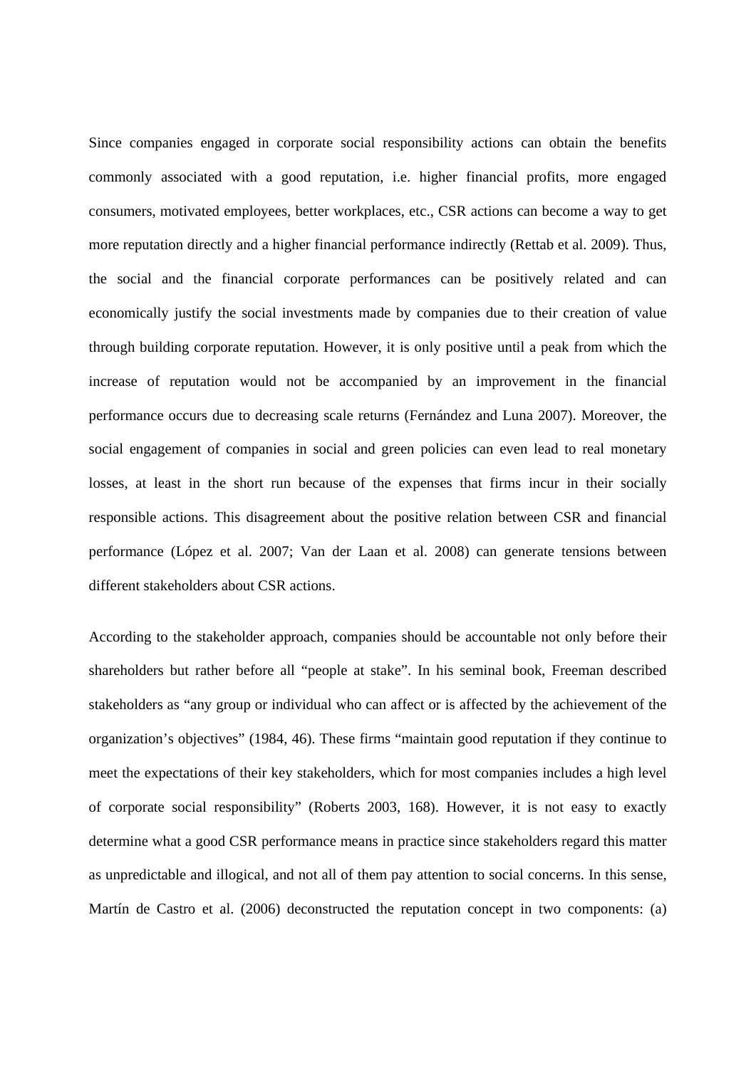Since companies engaged in corporate social responsibility actions can obtain the benefits commonly associated with a good reputation, i.e. higher financial profits, more engaged consumers, motivated employees, better workplaces, etc., CSR actions can become a way to get more reputation directly and a higher financial performance indirectly (Rettab et al. 2009). Thus, the social and the financial corporate performances can be positively related and can economically justify the social investments made by companies due to their creation of value through building corporate reputation. However, it is only positive until a peak from which the increase of reputation would not be accompanied by an improvement in the financial performance occurs due to decreasing scale returns (Fernández and Luna 2007). Moreover, the social engagement of companies in social and green policies can even lead to real monetary losses, at least in the short run because of the expenses that firms incur in their socially responsible actions. This disagreement about the positive relation between CSR and financial performance (López et al. 2007; Van der Laan et al. 2008) can generate tensions between different stakeholders about CSR actions.

According to the stakeholder approach, companies should be accountable not only before their shareholders but rather before all "people at stake". In his seminal book, Freeman described stakeholders as "any group or individual who can affect or is affected by the achievement of the organization's objectives" (1984, 46). These firms "maintain good reputation if they continue to meet the expectations of their key stakeholders, which for most companies includes a high level of corporate social responsibility" (Roberts 2003, 168). However, it is not easy to exactly determine what a good CSR performance means in practice since stakeholders regard this matter as unpredictable and illogical, and not all of them pay attention to social concerns. In this sense, Martín de Castro et al. (2006) deconstructed the reputation concept in two components: (a)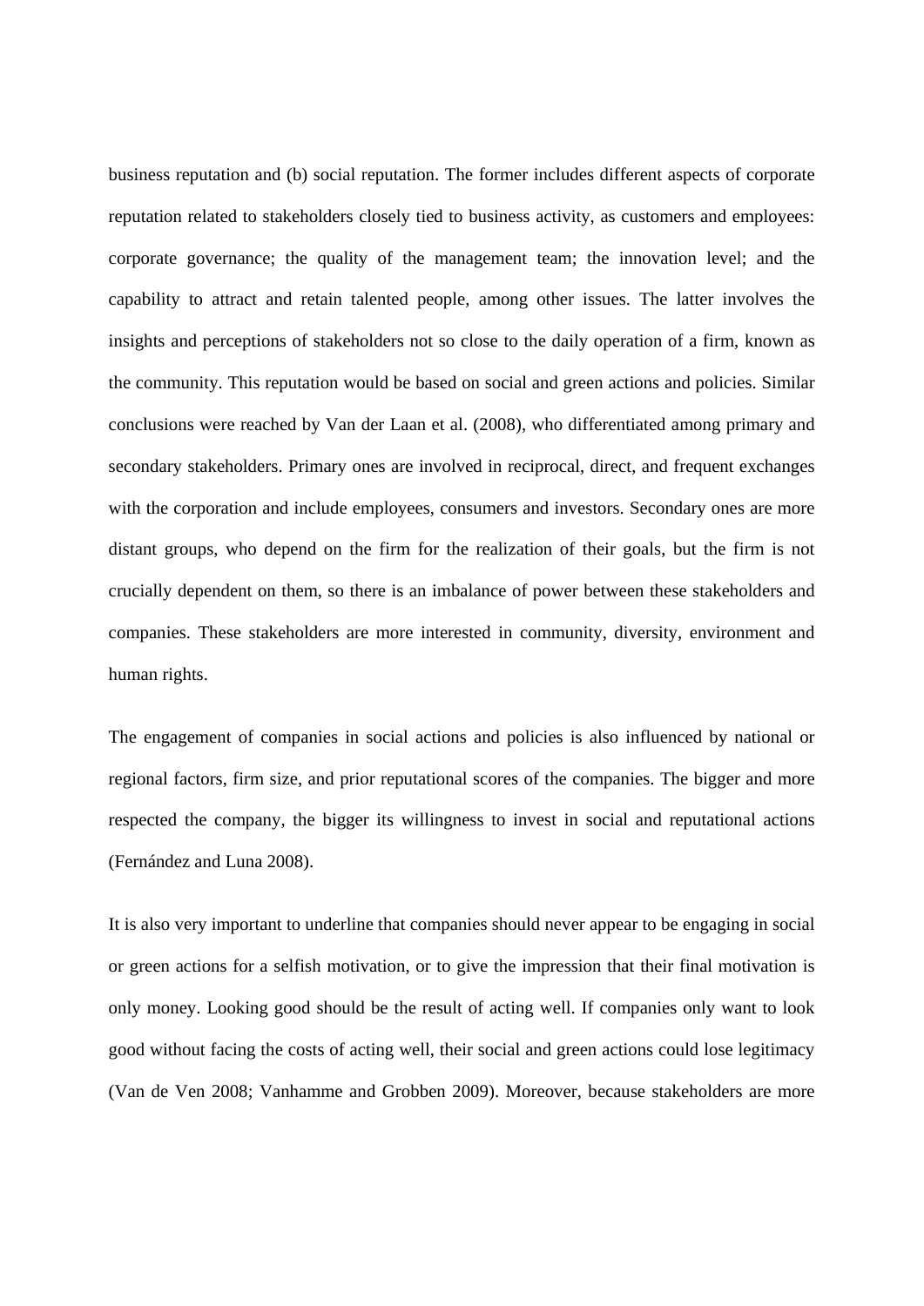business reputation and (b) social reputation. The former includes different aspects of corporate reputation related to stakeholders closely tied to business activity, as customers and employees: corporate governance; the quality of the management team; the innovation level; and the capability to attract and retain talented people, among other issues. The latter involves the insights and perceptions of stakeholders not so close to the daily operation of a firm, known as the community. This reputation would be based on social and green actions and policies. Similar conclusions were reached by Van der Laan et al. (2008), who differentiated among primary and secondary stakeholders. Primary ones are involved in reciprocal, direct, and frequent exchanges with the corporation and include employees, consumers and investors. Secondary ones are more distant groups, who depend on the firm for the realization of their goals, but the firm is not crucially dependent on them, so there is an imbalance of power between these stakeholders and companies. These stakeholders are more interested in community, diversity, environment and human rights.

The engagement of companies in social actions and policies is also influenced by national or regional factors, firm size, and prior reputational scores of the companies. The bigger and more respected the company, the bigger its willingness to invest in social and reputational actions (Fernández and Luna 2008).

It is also very important to underline that companies should never appear to be engaging in social or green actions for a selfish motivation, or to give the impression that their final motivation is only money. Looking good should be the result of acting well. If companies only want to look good without facing the costs of acting well, their social and green actions could lose legitimacy (Van de Ven 2008; Vanhamme and Grobben 2009). Moreover, because stakeholders are more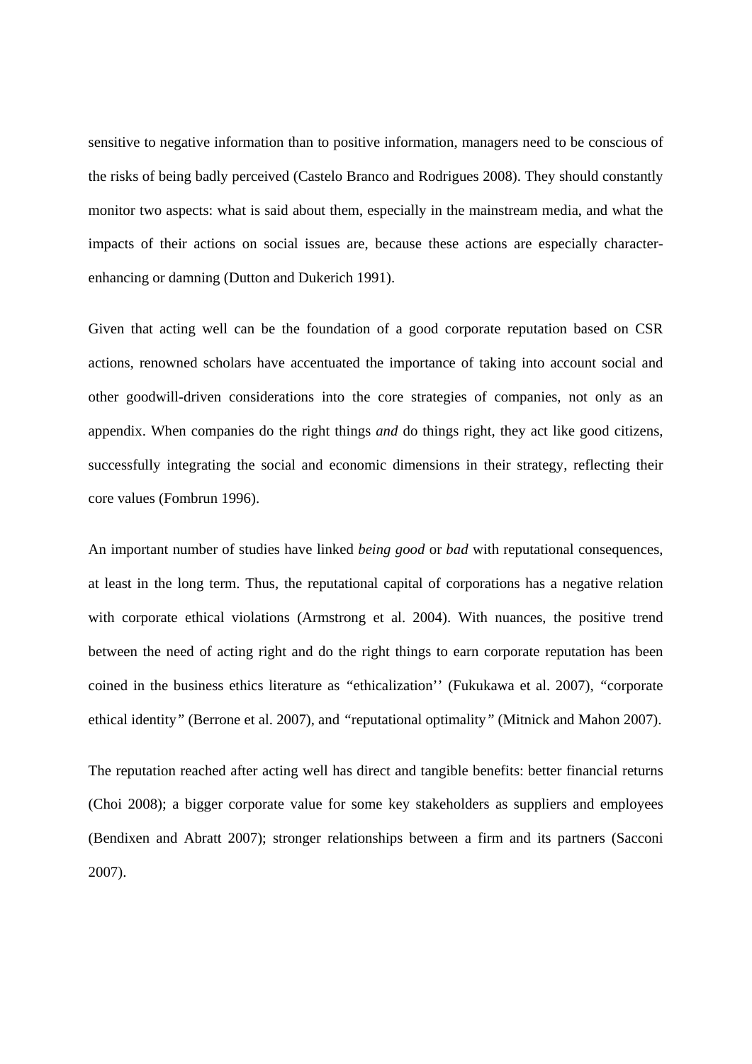sensitive to negative information than to positive information, managers need to be conscious of the risks of being badly perceived (Castelo Branco and Rodrigues 2008). They should constantly monitor two aspects: what is said about them, especially in the mainstream media, and what the impacts of their actions on social issues are, because these actions are especially character-enhancing or damning (Dutton and Dukerich 1991).

Given that acting well can be the foundation of a good corporate reputation based on CSR actions, renowned scholars have accentuated the importance of taking into account social and other goodwill-driven considerations into the core strategies of companies, not only as an appendix. When companies do the right things *and* do things right, they act like good citizens, successfully integrating the social and economic dimensions in their strategy, reflecting their core values (Fombrun 1996).

An important number of studies have linked *being good* or *bad* with reputational consequences, at least in the long term. Thus, the reputational capital of corporations has a negative relation with corporate ethical violations (Armstrong et al. 2004). With nuances, the positive trend between the need of acting right and do the right things to earn corporate reputation has been coined in the business ethics literature as "ethicalization'' (Fukukawa et al. 2007), "corporate ethical identity" (Berrone et al. 2007), and "reputational optimality" (Mitnick and Mahon 2007).

The reputation reached after acting well has direct and tangible benefits: better financial returns (Choi 2008); a bigger corporate value for some key stakeholders as suppliers and employees (Bendixen and Abratt 2007); stronger relationships between a firm and its partners (Sacconi 2007).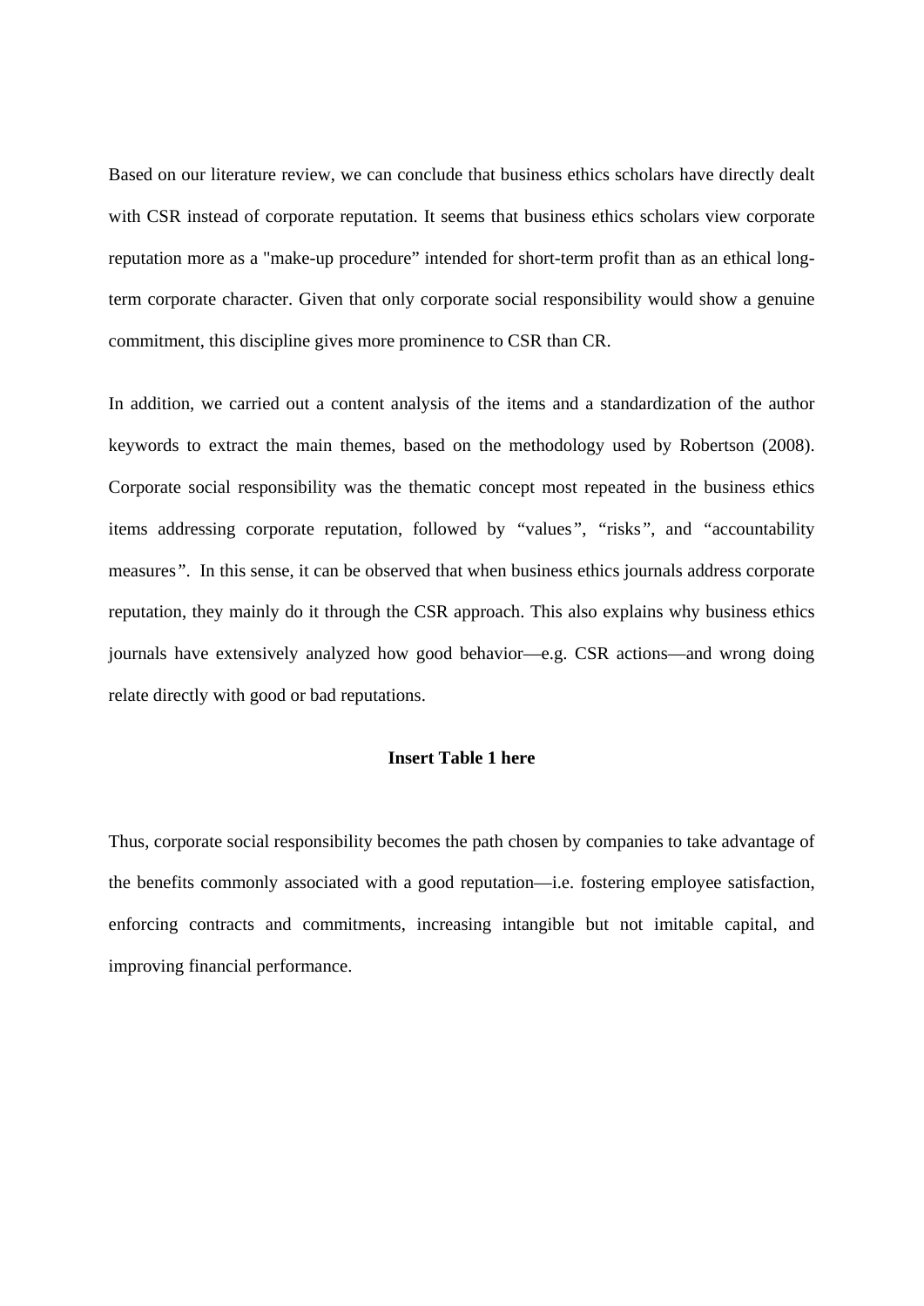Based on our literature review, we can conclude that business ethics scholars have directly dealt with CSR instead of corporate reputation. It seems that business ethics scholars view corporate reputation more as a "make-up procedure" intended for short-term profit than as an ethical long-term corporate character. Given that only corporate social responsibility would show a genuine commitment, this discipline gives more prominence to CSR than CR.

In addition, we carried out a content analysis of the items and a standardization of the author keywords to extract the main themes, based on the methodology used by Robertson (2008). Corporate social responsibility was the thematic concept most repeated in the business ethics items addressing corporate reputation, followed by "values", "risks", and "accountability measures". In this sense, it can be observed that when business ethics journals address corporate reputation, they mainly do it through the CSR approach. This also explains why business ethics journals have extensively analyzed how good behavior—e.g. CSR actions—and wrong doing relate directly with good or bad reputations.

**Insert Table 1 here**

Thus, corporate social responsibility becomes the path chosen by companies to take advantage of the benefits commonly associated with a good reputation—i.e. fostering employee satisfaction, enforcing contracts and commitments, increasing intangible but not imitable capital, and improving financial performance.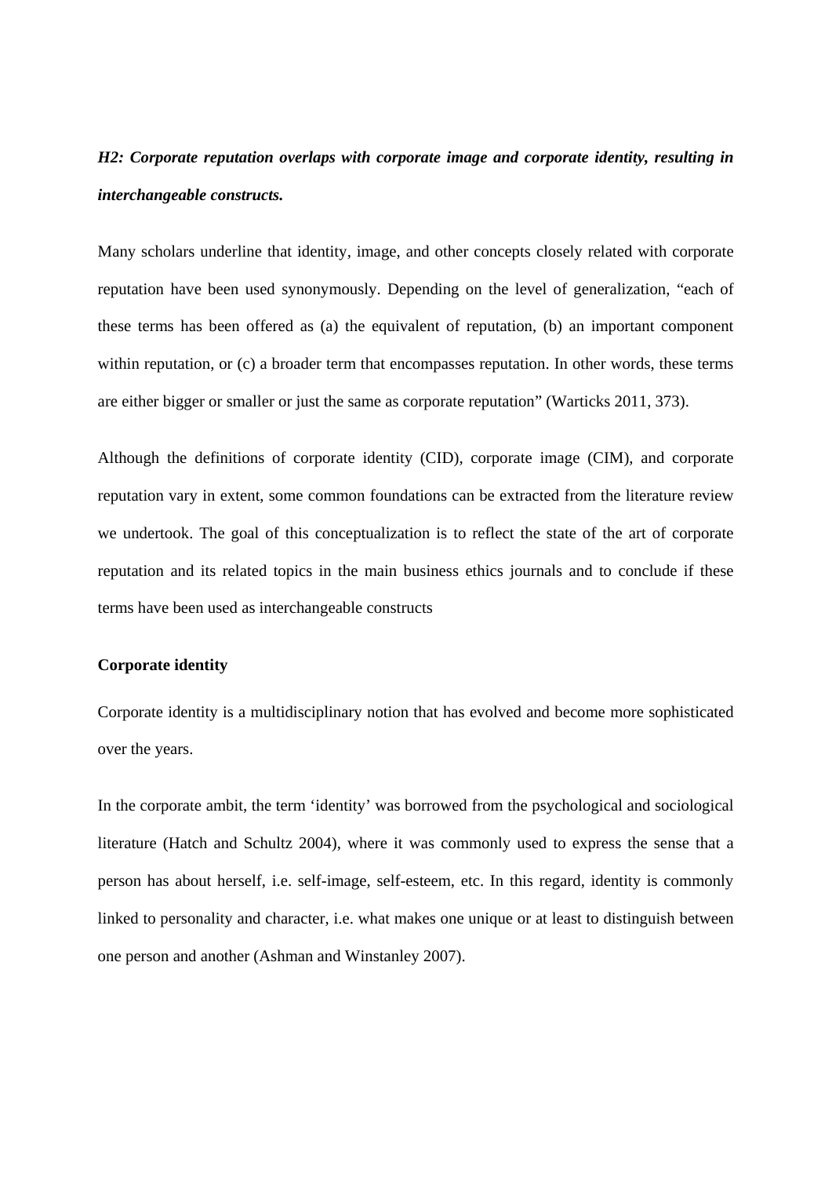***H2: Corporate reputation overlaps with corporate image and corporate identity, resulting in interchangeable constructs.***

Many scholars underline that identity, image, and other concepts closely related with corporate reputation have been used synonymously. Depending on the level of generalization, "each of these terms has been offered as (a) the equivalent of reputation, (b) an important component within reputation, or (c) a broader term that encompasses reputation. In other words, these terms are either bigger or smaller or just the same as corporate reputation" (Warticks 2011, 373).

Although the definitions of corporate identity (CID), corporate image (CIM), and corporate reputation vary in extent, some common foundations can be extracted from the literature review we undertook. The goal of this conceptualization is to reflect the state of the art of corporate reputation and its related topics in the main business ethics journals and to conclude if these terms have been used as interchangeable constructs

**Corporate identity**

Corporate identity is a multidisciplinary notion that has evolved and become more sophisticated over the years.

In the corporate ambit, the term 'identity' was borrowed from the psychological and sociological literature (Hatch and Schultz 2004), where it was commonly used to express the sense that a person has about herself, i.e. self-image, self-esteem, etc. In this regard, identity is commonly linked to personality and character, i.e. what makes one unique or at least to distinguish between one person and another (Ashman and Winstanley 2007).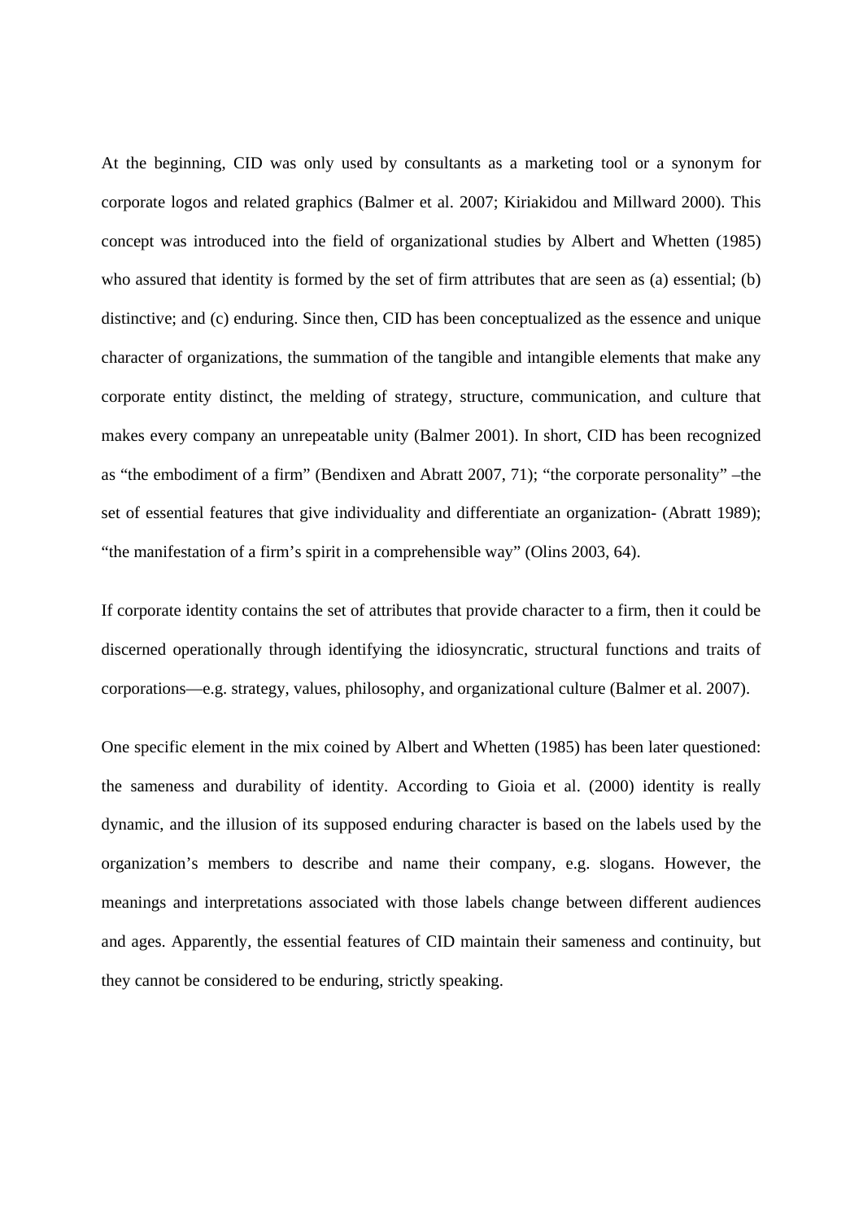At the beginning, CID was only used by consultants as a marketing tool or a synonym for corporate logos and related graphics (Balmer et al. 2007; Kiriakidou and Millward 2000). This concept was introduced into the field of organizational studies by Albert and Whetten (1985) who assured that identity is formed by the set of firm attributes that are seen as (a) essential; (b) distinctive; and (c) enduring. Since then, CID has been conceptualized as the essence and unique character of organizations, the summation of the tangible and intangible elements that make any corporate entity distinct, the melding of strategy, structure, communication, and culture that makes every company an unrepeatable unity (Balmer 2001). In short, CID has been recognized as "the embodiment of a firm" (Bendixen and Abratt 2007, 71); "the corporate personality" –the set of essential features that give individuality and differentiate an organization- (Abratt 1989); "the manifestation of a firm's spirit in a comprehensible way" (Olins 2003, 64).

If corporate identity contains the set of attributes that provide character to a firm, then it could be discerned operationally through identifying the idiosyncratic, structural functions and traits of corporations—e.g. strategy, values, philosophy, and organizational culture (Balmer et al. 2007).

One specific element in the mix coined by Albert and Whetten (1985) has been later questioned: the sameness and durability of identity. According to Gioia et al. (2000) identity is really dynamic, and the illusion of its supposed enduring character is based on the labels used by the organization's members to describe and name their company, e.g. slogans. However, the meanings and interpretations associated with those labels change between different audiences and ages. Apparently, the essential features of CID maintain their sameness and continuity, but they cannot be considered to be enduring, strictly speaking.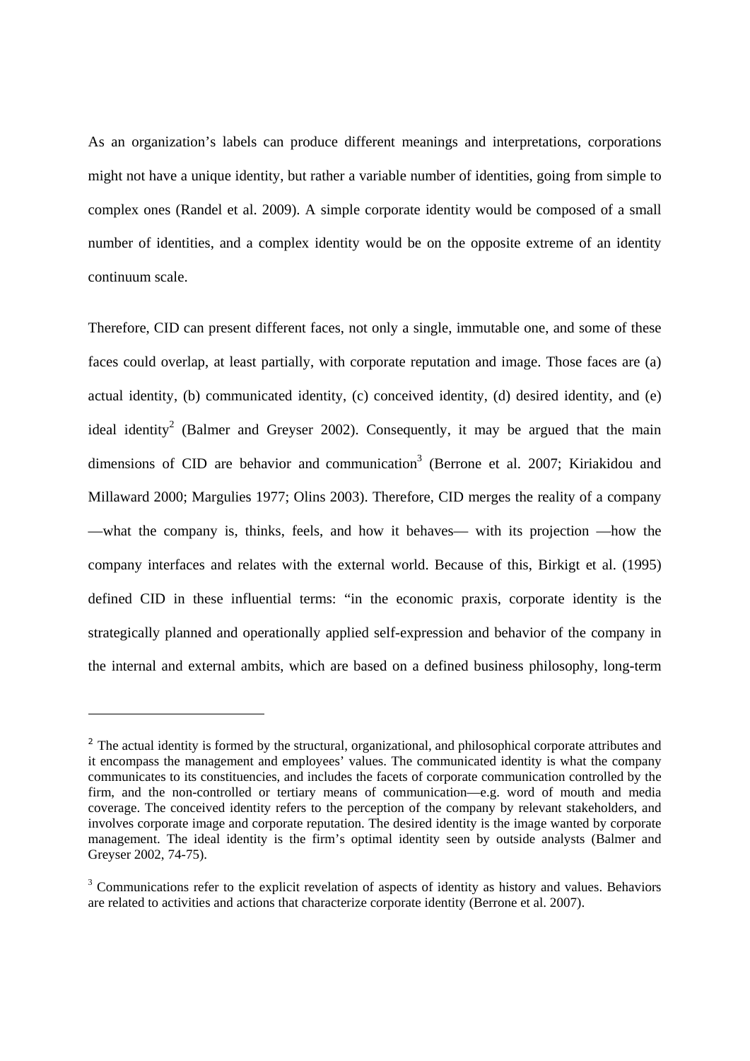As an organization's labels can produce different meanings and interpretations, corporations might not have a unique identity, but rather a variable number of identities, going from simple to complex ones (Randel et al. 2009). A simple corporate identity would be composed of a small number of identities, and a complex identity would be on the opposite extreme of an identity continuum scale.

Therefore, CID can present different faces, not only a single, immutable one, and some of these faces could overlap, at least partially, with corporate reputation and image. Those faces are (a) actual identity, (b) communicated identity, (c) conceived identity, (d) desired identity, and (e) ideal identity[2] (Balmer and Greyser 2002). Consequently, it may be argued that the main dimensions of CID are behavior and communication[3] (Berrone et al. 2007; Kiriakidou and Millaward 2000; Margulies 1977; Olins 2003). Therefore, CID merges the reality of a company —what the company is, thinks, feels, and how it behaves— with its projection —how the company interfaces and relates with the external world. Because of this, Birkigt et al. (1995) defined CID in these influential terms: "in the economic praxis, corporate identity is the strategically planned and operationally applied self-expression and behavior of the company in the internal and external ambits, which are based on a defined business philosophy, long-term

---

[2] The actual identity is formed by the structural, organizational, and philosophical corporate attributes and it encompass the management and employees' values. The communicated identity is what the company communicates to its constituencies, and includes the facets of corporate communication controlled by the firm, and the non-controlled or tertiary means of communication—e.g. word of mouth and media coverage. The conceived identity refers to the perception of the company by relevant stakeholders, and involves corporate image and corporate reputation. The desired identity is the image wanted by corporate management. The ideal identity is the firm's optimal identity seen by outside analysts (Balmer and Greyser 2002, 74-75).

[3] Communications refer to the explicit revelation of aspects of identity as history and values. Behaviors are related to activities and actions that characterize corporate identity (Berrone et al. 2007).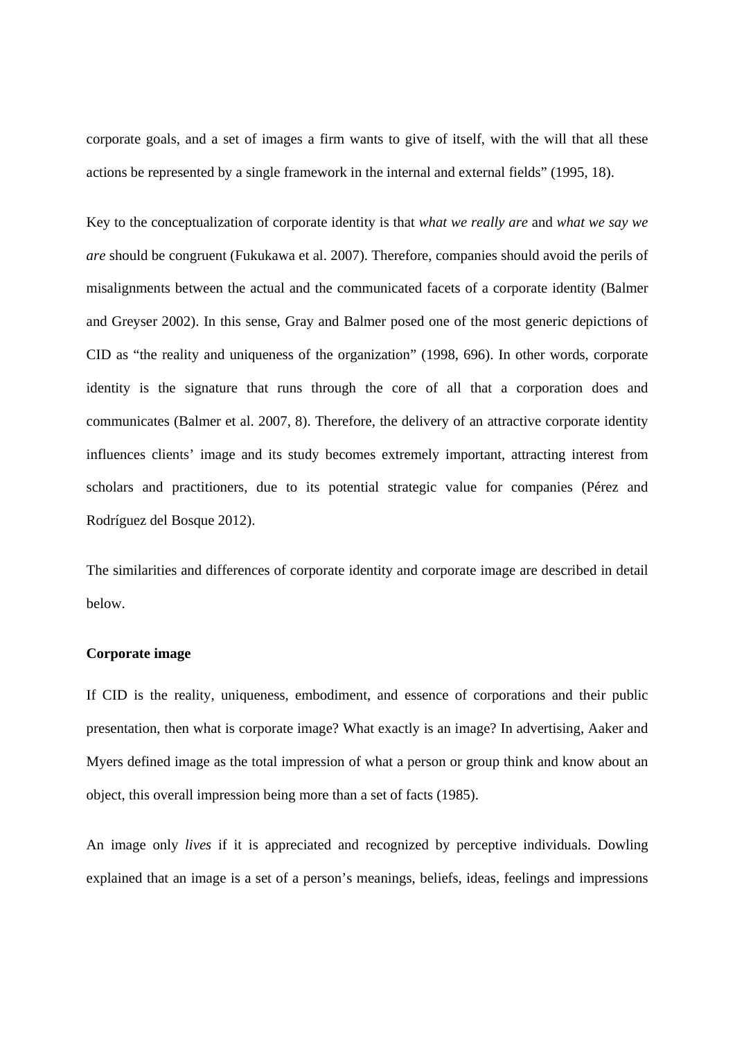corporate goals, and a set of images a firm wants to give of itself, with the will that all these actions be represented by a single framework in the internal and external fields" (1995, 18).

Key to the conceptualization of corporate identity is that *what we really are* and *what we say we are* should be congruent (Fukukawa et al. 2007). Therefore, companies should avoid the perils of misalignments between the actual and the communicated facets of a corporate identity (Balmer and Greyser 2002). In this sense, Gray and Balmer posed one of the most generic depictions of CID as "the reality and uniqueness of the organization" (1998, 696). In other words, corporate identity is the signature that runs through the core of all that a corporation does and communicates (Balmer et al. 2007, 8). Therefore, the delivery of an attractive corporate identity influences clients' image and its study becomes extremely important, attracting interest from scholars and practitioners, due to its potential strategic value for companies (Pérez and Rodríguez del Bosque 2012).

The similarities and differences of corporate identity and corporate image are described in detail below.

**Corporate image**

If CID is the reality, uniqueness, embodiment, and essence of corporations and their public presentation, then what is corporate image? What exactly is an image? In advertising, Aaker and Myers defined image as the total impression of what a person or group think and know about an object, this overall impression being more than a set of facts (1985).

An image only *lives* if it is appreciated and recognized by perceptive individuals. Dowling explained that an image is a set of a person's meanings, beliefs, ideas, feelings and impressions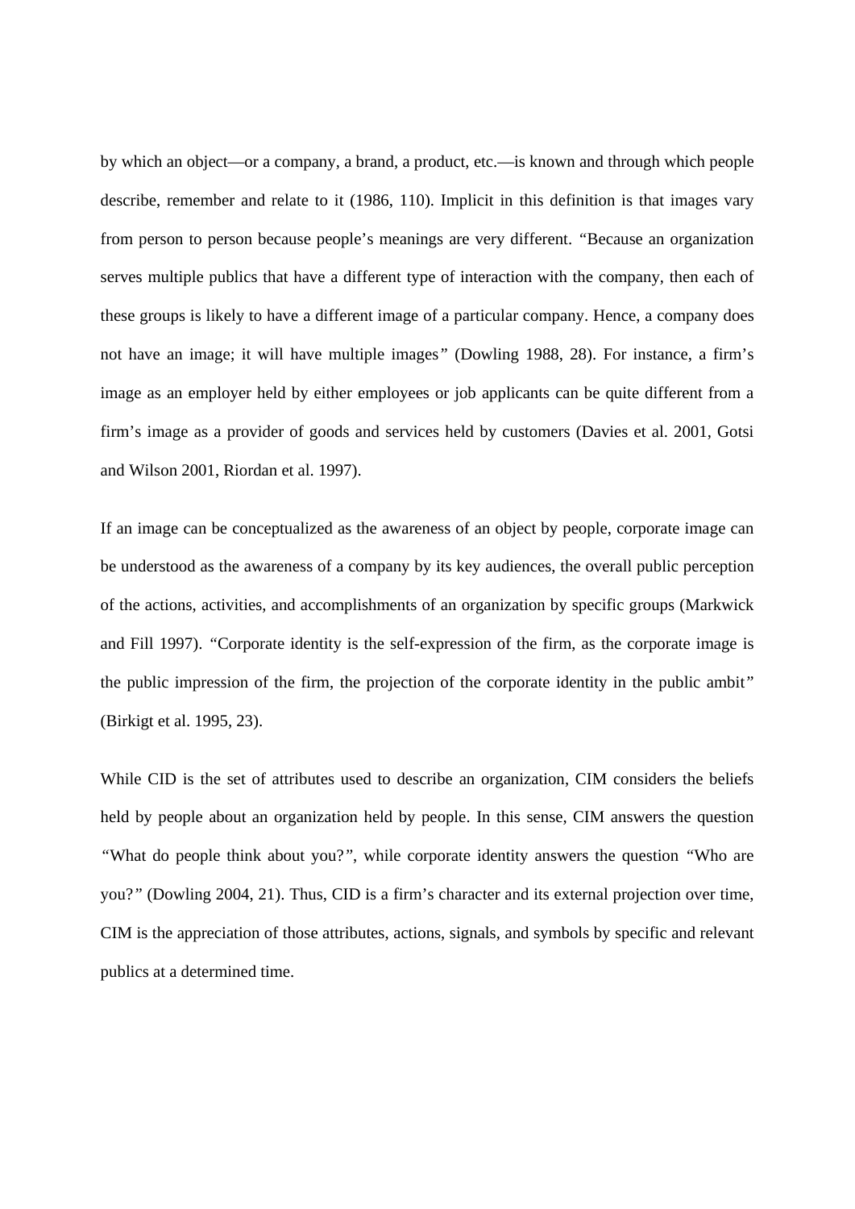by which an object—or a company, a brand, a product, etc.—is known and through which people describe, remember and relate to it (1986, 110). Implicit in this definition is that images vary from person to person because people's meanings are very different. *"Because an organization serves multiple publics that have a different type of interaction with the company, then each of these groups is likely to have a different image of a particular company. Hence, a company does not have an image; it will have multiple images"* (Dowling 1988, 28). For instance, a firm's image as an employer held by either employees or job applicants can be quite different from a firm's image as a provider of goods and services held by customers (Davies et al. 2001, Gotsi and Wilson 2001, Riordan et al. 1997).

If an image can be conceptualized as the awareness of an object by people, corporate image can be understood as the awareness of a company by its key audiences, the overall public perception of the actions, activities, and accomplishments of an organization by specific groups (Markwick and Fill 1997). *"Corporate identity is the self-expression of the firm, as the corporate image is the public impression of the firm, the projection of the corporate identity in the public ambit"* (Birkigt et al. 1995, 23).

While CID is the set of attributes used to describe an organization, CIM considers the beliefs held by people about an organization held by people. In this sense, CIM answers the question *"What do people think about you?"*, while corporate identity answers the question *"Who are you?"* (Dowling 2004, 21). Thus, CID is a firm's character and its external projection over time, CIM is the appreciation of those attributes, actions, signals, and symbols by specific and relevant publics at a determined time.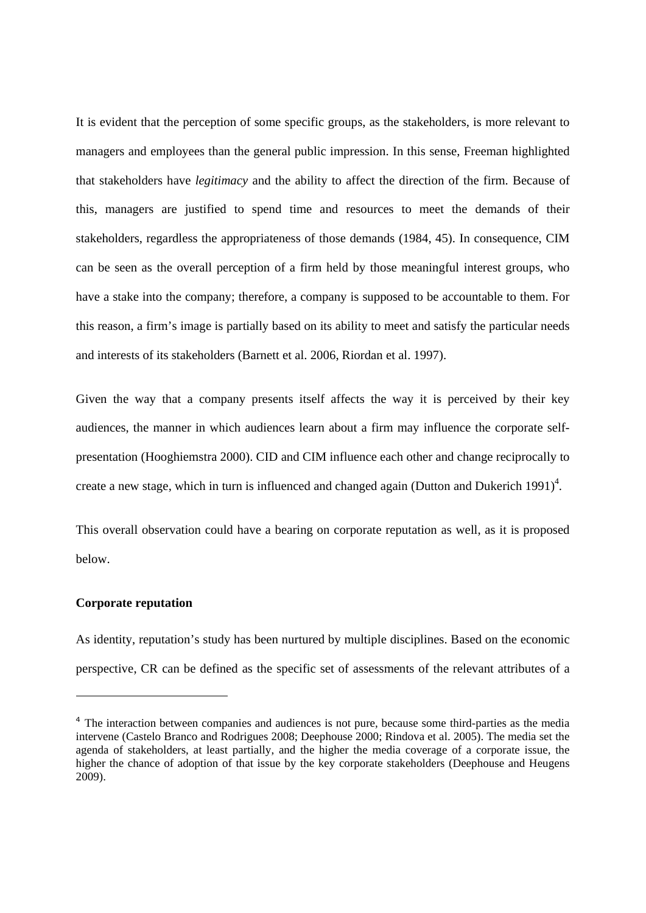It is evident that the perception of some specific groups, as the stakeholders, is more relevant to managers and employees than the general public impression. In this sense, Freeman highlighted that stakeholders have *legitimacy* and the ability to affect the direction of the firm. Because of this, managers are justified to spend time and resources to meet the demands of their stakeholders, regardless the appropriateness of those demands (1984, 45). In consequence, CIM can be seen as the overall perception of a firm held by those meaningful interest groups, who have a stake into the company; therefore, a company is supposed to be accountable to them. For this reason, a firm's image is partially based on its ability to meet and satisfy the particular needs and interests of its stakeholders (Barnett et al. 2006, Riordan et al. 1997).

Given the way that a company presents itself affects the way it is perceived by their key audiences, the manner in which audiences learn about a firm may influence the corporate self-presentation (Hooghiemstra 2000). CID and CIM influence each other and change reciprocally to create a new stage, which in turn is influenced and changed again (Dutton and Dukerich 1991)[4].

This overall observation could have a bearing on corporate reputation as well, as it is proposed below.

**Corporate reputation**

As identity, reputation's study has been nurtured by multiple disciplines. Based on the economic perspective, CR can be defined as the specific set of assessments of the relevant attributes of a

---

[4] The interaction between companies and audiences is not pure, because some third-parties as the media intervene (Castelo Branco and Rodrigues 2008; Deephouse 2000; Rindova et al. 2005). The media set the agenda of stakeholders, at least partially, and the higher the media coverage of a corporate issue, the higher the chance of adoption of that issue by the key corporate stakeholders (Deephouse and Heugens 2009).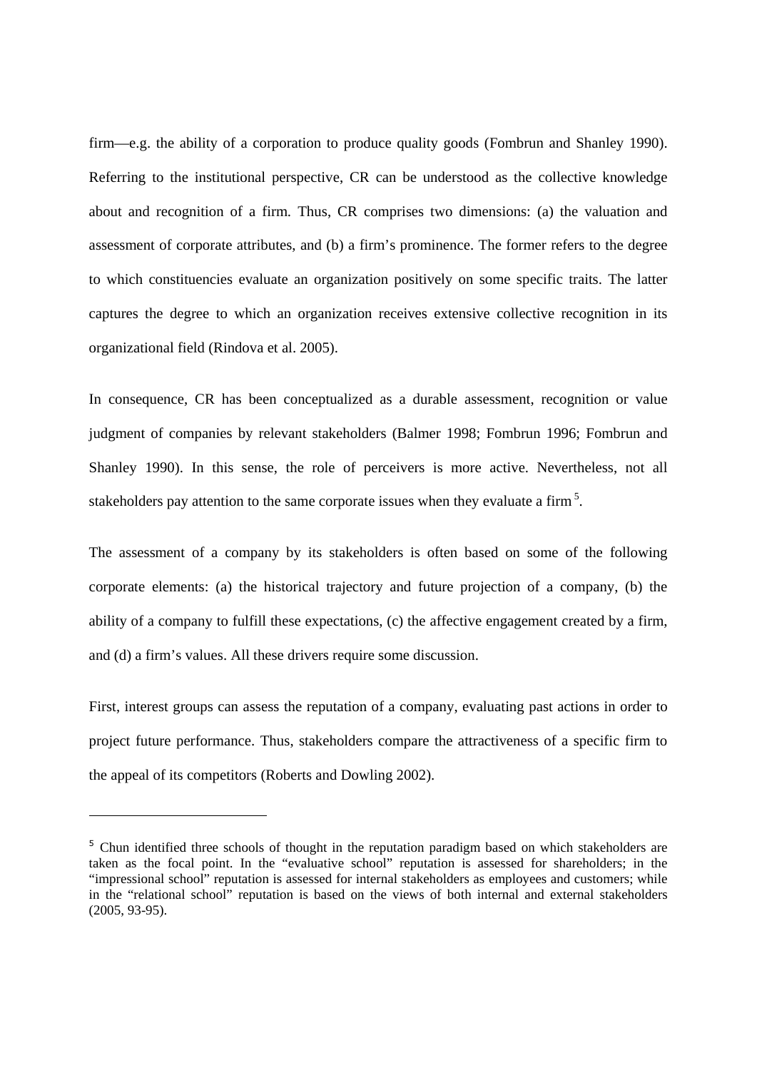firm—e.g. the ability of a corporation to produce quality goods (Fombrun and Shanley 1990). Referring to the institutional perspective, CR can be understood as the collective knowledge about and recognition of a firm. Thus, CR comprises two dimensions: (a) the valuation and assessment of corporate attributes, and (b) a firm's prominence. The former refers to the degree to which constituencies evaluate an organization positively on some specific traits. The latter captures the degree to which an organization receives extensive collective recognition in its organizational field (Rindova et al. 2005).

In consequence, CR has been conceptualized as a durable assessment, recognition or value judgment of companies by relevant stakeholders (Balmer 1998; Fombrun 1996; Fombrun and Shanley 1990). In this sense, the role of perceivers is more active. Nevertheless, not all stakeholders pay attention to the same corporate issues when they evaluate a firm [5].

The assessment of a company by its stakeholders is often based on some of the following corporate elements: (a) the historical trajectory and future projection of a company, (b) the ability of a company to fulfill these expectations, (c) the affective engagement created by a firm, and (d) a firm's values. All these drivers require some discussion.

First, interest groups can assess the reputation of a company, evaluating past actions in order to project future performance. Thus, stakeholders compare the attractiveness of a specific firm to the appeal of its competitors (Roberts and Dowling 2002).

---

[5] Chun identified three schools of thought in the reputation paradigm based on which stakeholders are taken as the focal point. In the "evaluative school" reputation is assessed for shareholders; in the "impressional school" reputation is assessed for internal stakeholders as employees and customers; while in the "relational school" reputation is based on the views of both internal and external stakeholders (2005, 93-95).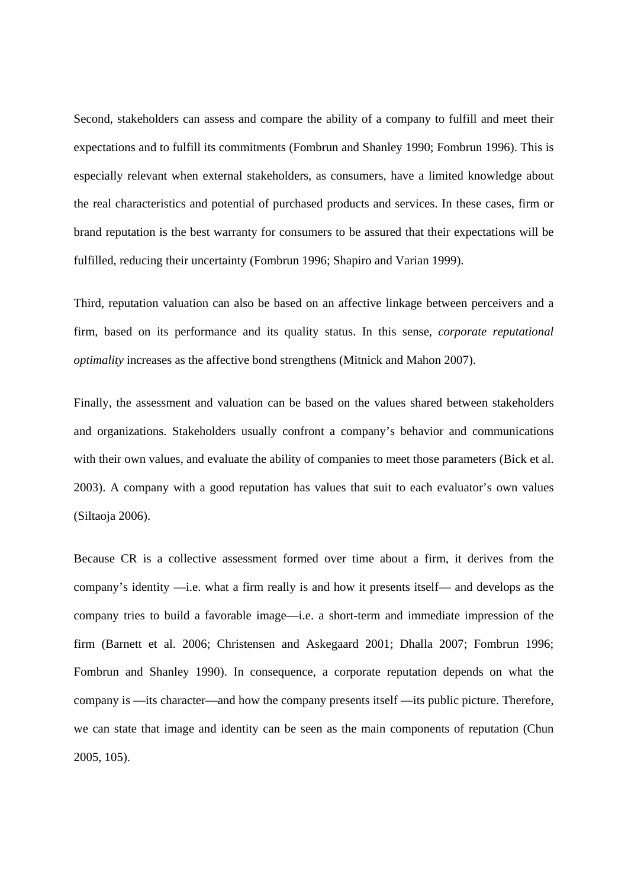Second, stakeholders can assess and compare the ability of a company to fulfill and meet their expectations and to fulfill its commitments (Fombrun and Shanley 1990; Fombrun 1996). This is especially relevant when external stakeholders, as consumers, have a limited knowledge about the real characteristics and potential of purchased products and services. In these cases, firm or brand reputation is the best warranty for consumers to be assured that their expectations will be fulfilled, reducing their uncertainty (Fombrun 1996; Shapiro and Varian 1999).

Third, reputation valuation can also be based on an affective linkage between perceivers and a firm, based on its performance and its quality status. In this sense, *corporate reputational optimality* increases as the affective bond strengthens (Mitnick and Mahon 2007).

Finally, the assessment and valuation can be based on the values shared between stakeholders and organizations. Stakeholders usually confront a company's behavior and communications with their own values, and evaluate the ability of companies to meet those parameters (Bick et al. 2003). A company with a good reputation has values that suit to each evaluator's own values (Siltaoja 2006).

Because CR is a collective assessment formed over time about a firm, it derives from the company's identity —i.e. what a firm really is and how it presents itself— and develops as the company tries to build a favorable image—i.e. a short-term and immediate impression of the firm (Barnett et al. 2006; Christensen and Askegaard 2001; Dhalla 2007; Fombrun 1996; Fombrun and Shanley 1990). In consequence, a corporate reputation depends on what the company is —its character—and how the company presents itself —its public picture. Therefore, we can state that image and identity can be seen as the main components of reputation (Chun 2005, 105).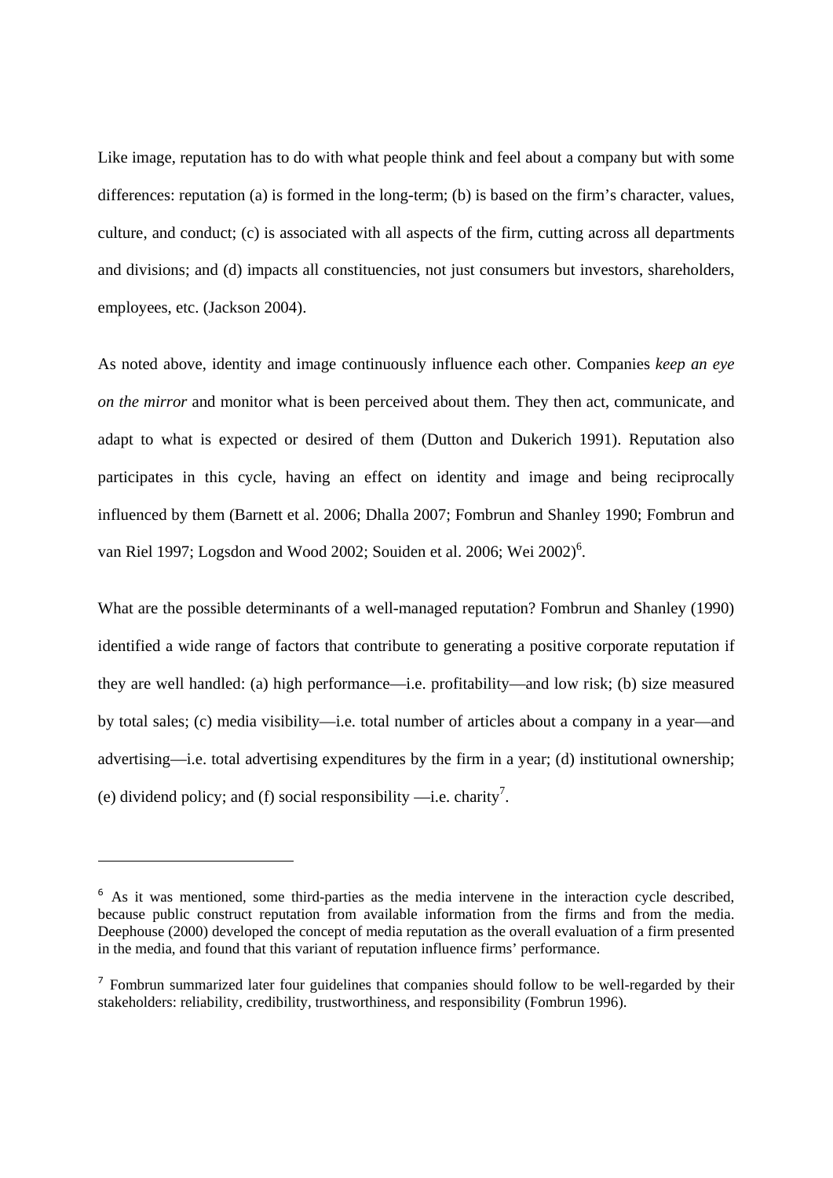Like image, reputation has to do with what people think and feel about a company but with some differences: reputation (a) is formed in the long-term; (b) is based on the firm's character, values, culture, and conduct; (c) is associated with all aspects of the firm, cutting across all departments and divisions; and (d) impacts all constituencies, not just consumers but investors, shareholders, employees, etc. (Jackson 2004).

As noted above, identity and image continuously influence each other. Companies *keep an eye on the mirror* and monitor what is been perceived about them. They then act, communicate, and adapt to what is expected or desired of them (Dutton and Dukerich 1991). Reputation also participates in this cycle, having an effect on identity and image and being reciprocally influenced by them (Barnett et al. 2006; Dhalla 2007; Fombrun and Shanley 1990; Fombrun and van Riel 1997; Logsdon and Wood 2002; Souiden et al. 2006; Wei 2002)[6].

What are the possible determinants of a well-managed reputation? Fombrun and Shanley (1990) identified a wide range of factors that contribute to generating a positive corporate reputation if they are well handled: (a) high performance—i.e. profitability—and low risk; (b) size measured by total sales; (c) media visibility—i.e. total number of articles about a company in a year—and advertising—i.e. total advertising expenditures by the firm in a year; (d) institutional ownership; (e) dividend policy; and (f) social responsibility —i.e. charity[7].

---

[6] As it was mentioned, some third-parties as the media intervene in the interaction cycle described, because public construct reputation from available information from the firms and from the media. Deephouse (2000) developed the concept of media reputation as the overall evaluation of a firm presented in the media, and found that this variant of reputation influence firms' performance.

[7] Fombrun summarized later four guidelines that companies should follow to be well-regarded by their stakeholders: reliability, credibility, trustworthiness, and responsibility (Fombrun 1996).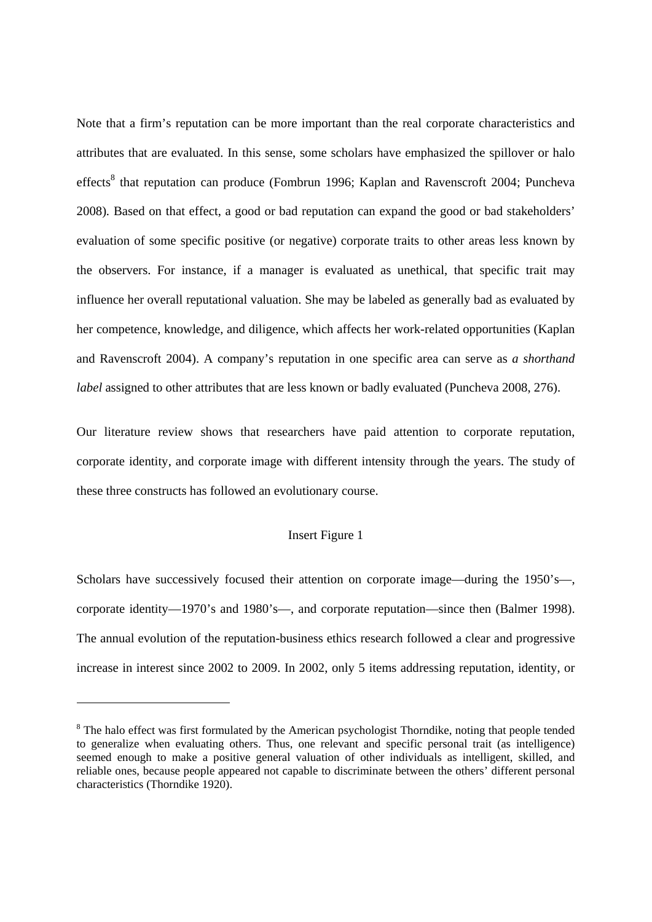Note that a firm's reputation can be more important than the real corporate characteristics and attributes that are evaluated. In this sense, some scholars have emphasized the spillover or halo effects[8] that reputation can produce (Fombrun 1996; Kaplan and Ravenscroft 2004; Puncheva 2008). Based on that effect, a good or bad reputation can expand the good or bad stakeholders' evaluation of some specific positive (or negative) corporate traits to other areas less known by the observers. For instance, if a manager is evaluated as unethical, that specific trait may influence her overall reputational valuation. She may be labeled as generally bad as evaluated by her competence, knowledge, and diligence, which affects her work-related opportunities (Kaplan and Ravenscroft 2004). A company's reputation in one specific area can serve as *a shorthand label* assigned to other attributes that are less known or badly evaluated (Puncheva 2008, 276).

Our literature review shows that researchers have paid attention to corporate reputation, corporate identity, and corporate image with different intensity through the years. The study of these three constructs has followed an evolutionary course.

Insert Figure 1

Scholars have successively focused their attention on corporate image—during the 1950's—, corporate identity—1970's and 1980's—, and corporate reputation—since then (Balmer 1998). The annual evolution of the reputation-business ethics research followed a clear and progressive increase in interest since 2002 to 2009. In 2002, only 5 items addressing reputation, identity, or

---

[8] The halo effect was first formulated by the American psychologist Thorndike, noting that people tended to generalize when evaluating others. Thus, one relevant and specific personal trait (as intelligence) seemed enough to make a positive general valuation of other individuals as intelligent, skilled, and reliable ones, because people appeared not capable to discriminate between the others' different personal characteristics (Thorndike 1920).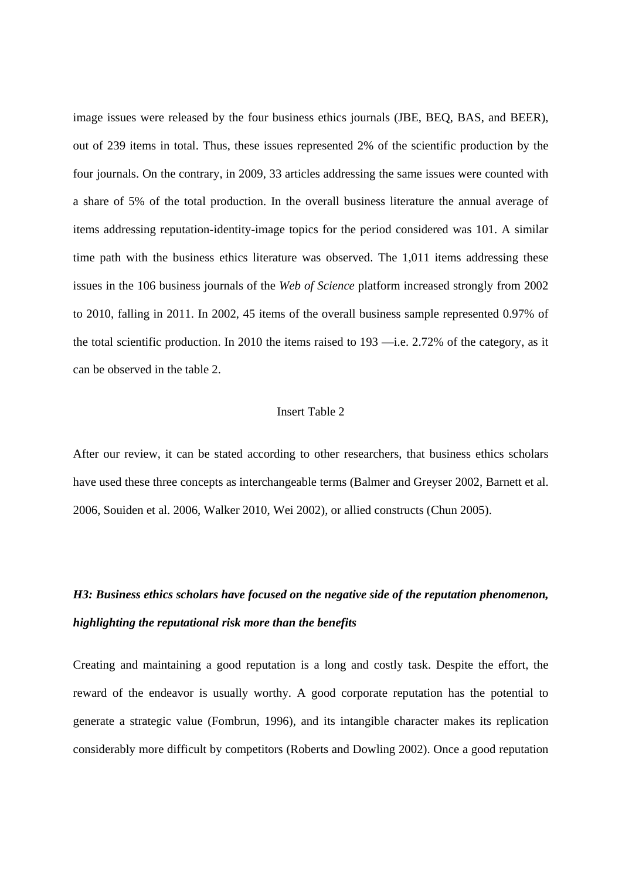image issues were released by the four business ethics journals (JBE, BEQ, BAS, and BEER), out of 239 items in total. Thus, these issues represented 2% of the scientific production by the four journals. On the contrary, in 2009, 33 articles addressing the same issues were counted with a share of 5% of the total production. In the overall business literature the annual average of items addressing reputation-identity-image topics for the period considered was 101. A similar time path with the business ethics literature was observed. The 1,011 items addressing these issues in the 106 business journals of the *Web of Science* platform increased strongly from 2002 to 2010, falling in 2011. In 2002, 45 items of the overall business sample represented 0.97% of the total scientific production. In 2010 the items raised to 193 —i.e. 2.72% of the category, as it can be observed in the table 2.

Insert Table 2

After our review, it can be stated according to other researchers, that business ethics scholars have used these three concepts as interchangeable terms (Balmer and Greyser 2002, Barnett et al. 2006, Souiden et al. 2006, Walker 2010, Wei 2002), or allied constructs (Chun 2005).

***H3: Business ethics scholars have focused on the negative side of the reputation phenomenon, highlighting the reputational risk more than the benefits***

Creating and maintaining a good reputation is a long and costly task. Despite the effort, the reward of the endeavor is usually worthy. A good corporate reputation has the potential to generate a strategic value (Fombrun, 1996), and its intangible character makes its replication considerably more difficult by competitors (Roberts and Dowling 2002). Once a good reputation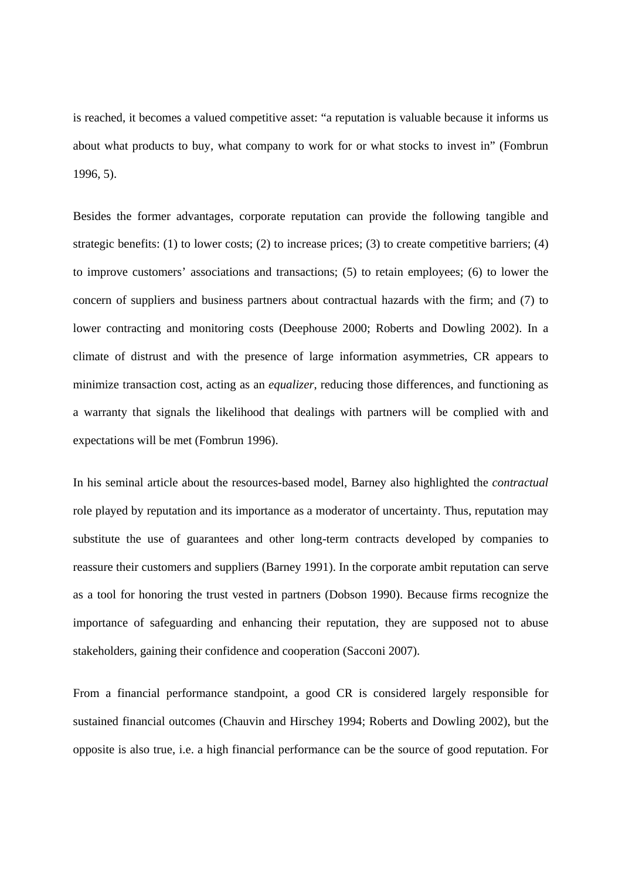is reached, it becomes a valued competitive asset: "a reputation is valuable because it informs us about what products to buy, what company to work for or what stocks to invest in" (Fombrun 1996, 5).

Besides the former advantages, corporate reputation can provide the following tangible and strategic benefits: (1) to lower costs; (2) to increase prices; (3) to create competitive barriers; (4) to improve customers' associations and transactions; (5) to retain employees; (6) to lower the concern of suppliers and business partners about contractual hazards with the firm; and (7) to lower contracting and monitoring costs (Deephouse 2000; Roberts and Dowling 2002). In a climate of distrust and with the presence of large information asymmetries, CR appears to minimize transaction cost, acting as an *equalizer*, reducing those differences, and functioning as a warranty that signals the likelihood that dealings with partners will be complied with and expectations will be met (Fombrun 1996).

In his seminal article about the resources-based model, Barney also highlighted the *contractual* role played by reputation and its importance as a moderator of uncertainty. Thus, reputation may substitute the use of guarantees and other long-term contracts developed by companies to reassure their customers and suppliers (Barney 1991). In the corporate ambit reputation can serve as a tool for honoring the trust vested in partners (Dobson 1990). Because firms recognize the importance of safeguarding and enhancing their reputation, they are supposed not to abuse stakeholders, gaining their confidence and cooperation (Sacconi 2007).

From a financial performance standpoint, a good CR is considered largely responsible for sustained financial outcomes (Chauvin and Hirschey 1994; Roberts and Dowling 2002), but the opposite is also true, i.e. a high financial performance can be the source of good reputation. For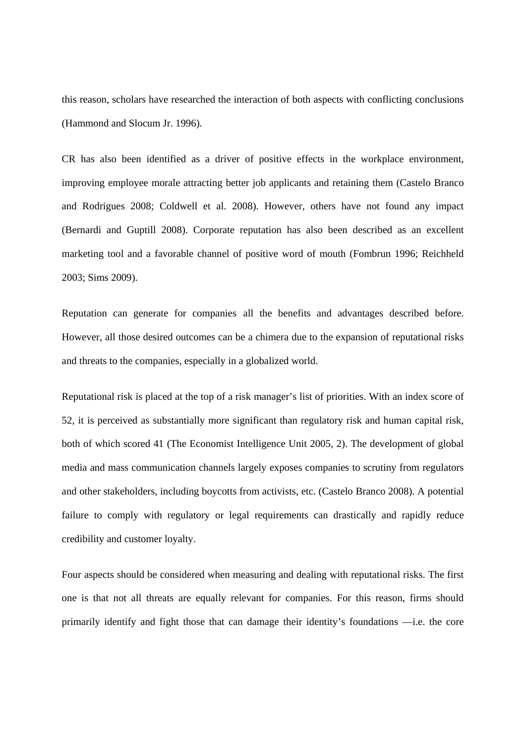this reason, scholars have researched the interaction of both aspects with conflicting conclusions (Hammond and Slocum Jr. 1996).

CR has also been identified as a driver of positive effects in the workplace environment, improving employee morale attracting better job applicants and retaining them (Castelo Branco and Rodrigues 2008; Coldwell et al. 2008). However, others have not found any impact (Bernardi and Guptill 2008). Corporate reputation has also been described as an excellent marketing tool and a favorable channel of positive word of mouth (Fombrun 1996; Reichheld 2003; Sims 2009).

Reputation can generate for companies all the benefits and advantages described before. However, all those desired outcomes can be a chimera due to the expansion of reputational risks and threats to the companies, especially in a globalized world.

Reputational risk is placed at the top of a risk manager's list of priorities. With an index score of 52, it is perceived as substantially more significant than regulatory risk and human capital risk, both of which scored 41 (The Economist Intelligence Unit 2005, 2). The development of global media and mass communication channels largely exposes companies to scrutiny from regulators and other stakeholders, including boycotts from activists, etc. (Castelo Branco 2008). A potential failure to comply with regulatory or legal requirements can drastically and rapidly reduce credibility and customer loyalty.

Four aspects should be considered when measuring and dealing with reputational risks. The first one is that not all threats are equally relevant for companies. For this reason, firms should primarily identify and fight those that can damage their identity's foundations —i.e. the core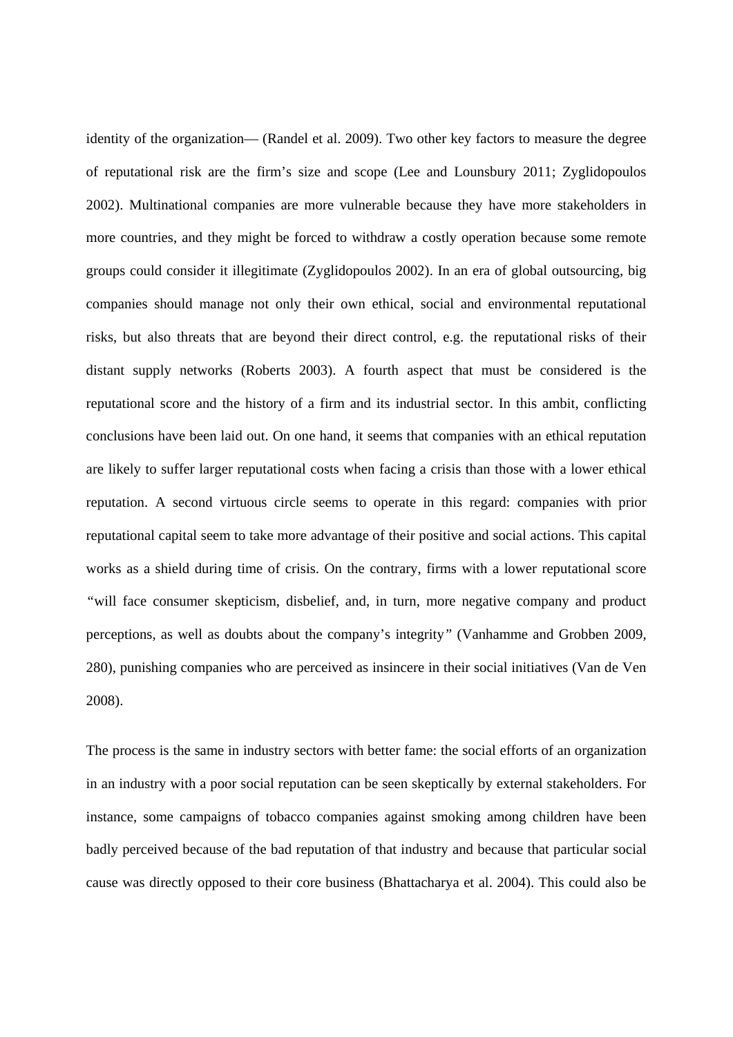identity of the organization— (Randel et al. 2009). Two other key factors to measure the degree of reputational risk are the firm's size and scope (Lee and Lounsbury 2011; Zyglidopoulos 2002). Multinational companies are more vulnerable because they have more stakeholders in more countries, and they might be forced to withdraw a costly operation because some remote groups could consider it illegitimate (Zyglidopoulos 2002). In an era of global outsourcing, big companies should manage not only their own ethical, social and environmental reputational risks, but also threats that are beyond their direct control, e.g. the reputational risks of their distant supply networks (Roberts 2003). A fourth aspect that must be considered is the reputational score and the history of a firm and its industrial sector. In this ambit, conflicting conclusions have been laid out. On one hand, it seems that companies with an ethical reputation are likely to suffer larger reputational costs when facing a crisis than those with a lower ethical reputation. A second virtuous circle seems to operate in this regard: companies with prior reputational capital seem to take more advantage of their positive and social actions. This capital works as a shield during time of crisis. On the contrary, firms with a lower reputational score *"will face consumer skepticism, disbelief, and, in turn, more negative company and product perceptions, as well as doubts about the company's integrity"* (Vanhamme and Grobben 2009, 280), punishing companies who are perceived as insincere in their social initiatives (Van de Ven 2008).

The process is the same in industry sectors with better fame: the social efforts of an organization in an industry with a poor social reputation can be seen skeptically by external stakeholders. For instance, some campaigns of tobacco companies against smoking among children have been badly perceived because of the bad reputation of that industry and because that particular social cause was directly opposed to their core business (Bhattacharya et al. 2004). This could also be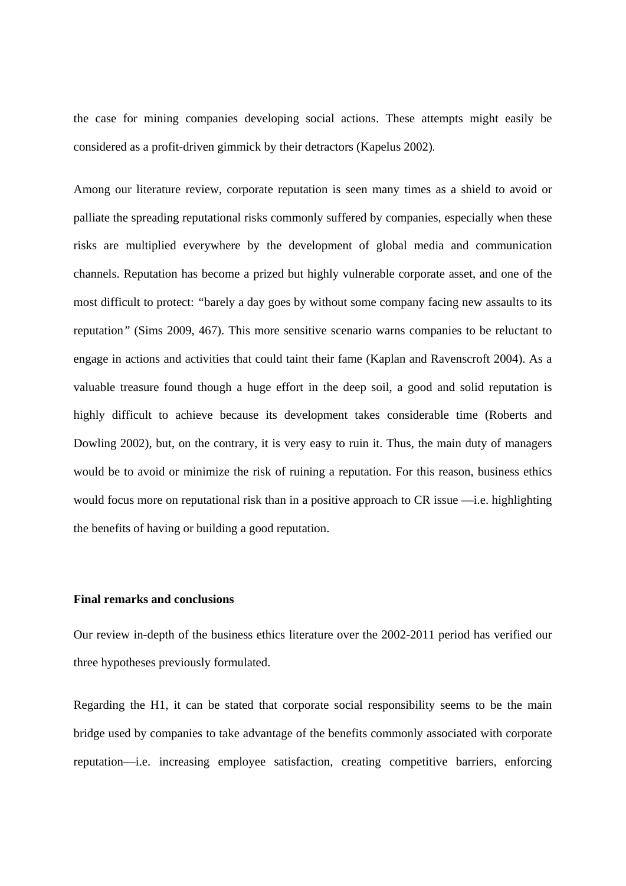the case for mining companies developing social actions. These attempts might easily be considered as a profit-driven gimmick by their detractors (Kapelus 2002).

Among our literature review, corporate reputation is seen many times as a shield to avoid or palliate the spreading reputational risks commonly suffered by companies, especially when these risks are multiplied everywhere by the development of global media and communication channels. Reputation has become a prized but highly vulnerable corporate asset, and one of the most difficult to protect: "barely a day goes by without some company facing new assaults to its reputation" (Sims 2009, 467). This more sensitive scenario warns companies to be reluctant to engage in actions and activities that could taint their fame (Kaplan and Ravenscroft 2004). As a valuable treasure found though a huge effort in the deep soil, a good and solid reputation is highly difficult to achieve because its development takes considerable time (Roberts and Dowling 2002), but, on the contrary, it is very easy to ruin it. Thus, the main duty of managers would be to avoid or minimize the risk of ruining a reputation. For this reason, business ethics would focus more on reputational risk than in a positive approach to CR issue —i.e. highlighting the benefits of having or building a good reputation.

**Final remarks and conclusions**

Our review in-depth of the business ethics literature over the 2002-2011 period has verified our three hypotheses previously formulated.

Regarding the H1, it can be stated that corporate social responsibility seems to be the main bridge used by companies to take advantage of the benefits commonly associated with corporate reputation—i.e. increasing employee satisfaction, creating competitive barriers, enforcing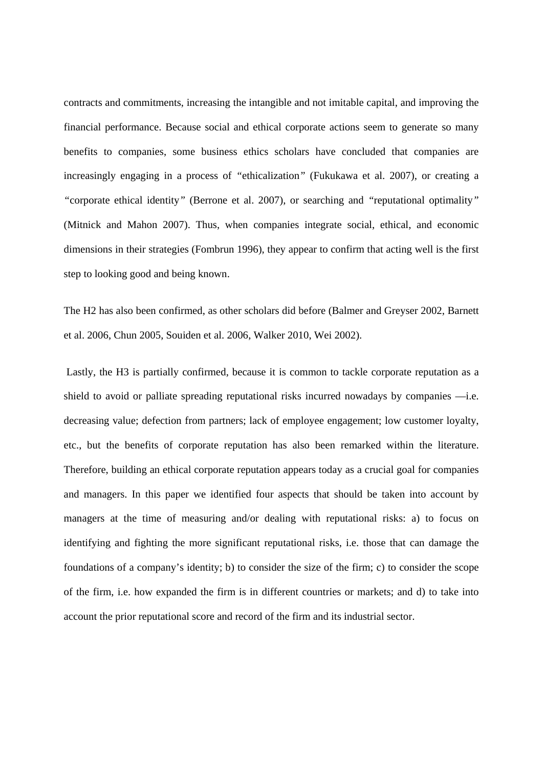contracts and commitments, increasing the intangible and not imitable capital, and improving the financial performance. Because social and ethical corporate actions seem to generate so many benefits to companies, some business ethics scholars have concluded that companies are increasingly engaging in a process of "ethicalization" (Fukukawa et al. 2007), or creating a "corporate ethical identity" (Berrone et al. 2007), or searching and "reputational optimality" (Mitnick and Mahon 2007). Thus, when companies integrate social, ethical, and economic dimensions in their strategies (Fombrun 1996), they appear to confirm that acting well is the first step to looking good and being known.

The H2 has also been confirmed, as other scholars did before (Balmer and Greyser 2002, Barnett et al. 2006, Chun 2005, Souiden et al. 2006, Walker 2010, Wei 2002).

Lastly, the H3 is partially confirmed, because it is common to tackle corporate reputation as a shield to avoid or palliate spreading reputational risks incurred nowadays by companies —i.e. decreasing value; defection from partners; lack of employee engagement; low customer loyalty, etc., but the benefits of corporate reputation has also been remarked within the literature. Therefore, building an ethical corporate reputation appears today as a crucial goal for companies and managers. In this paper we identified four aspects that should be taken into account by managers at the time of measuring and/or dealing with reputational risks: a) to focus on identifying and fighting the more significant reputational risks, i.e. those that can damage the foundations of a company's identity; b) to consider the size of the firm; c) to consider the scope of the firm, i.e. how expanded the firm is in different countries or markets; and d) to take into account the prior reputational score and record of the firm and its industrial sector.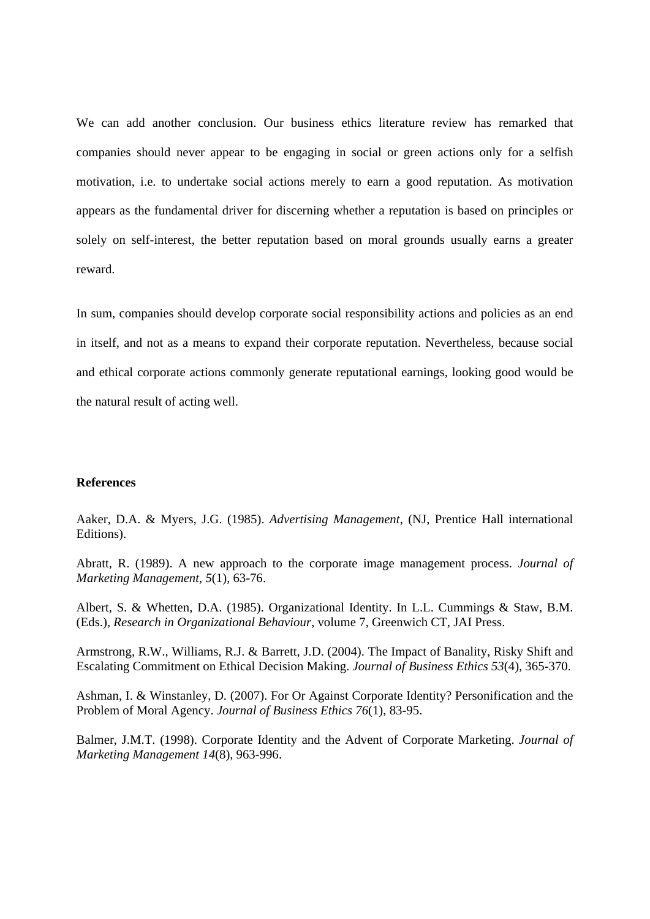We can add another conclusion. Our business ethics literature review has remarked that companies should never appear to be engaging in social or green actions only for a selfish motivation, i.e. to undertake social actions merely to earn a good reputation. As motivation appears as the fundamental driver for discerning whether a reputation is based on principles or solely on self-interest, the better reputation based on moral grounds usually earns a greater reward.

In sum, companies should develop corporate social responsibility actions and policies as an end in itself, and not as a means to expand their corporate reputation. Nevertheless, because social and ethical corporate actions commonly generate reputational earnings, looking good would be the natural result of acting well.

**References**

Aaker, D.A. & Myers, J.G. (1985). *Advertising Management*, (NJ, Prentice Hall international Editions).

Abratt, R. (1989). A new approach to the corporate image management process. *Journal of Marketing Management*, *5*(1), 63-76.

Albert, S. & Whetten, D.A. (1985). Organizational Identity. In L.L. Cummings & Staw, B.M. (Eds.), *Research in Organizational Behaviour*, volume 7, Greenwich CT, JAI Press.

Armstrong, R.W., Williams, R.J. & Barrett, J.D. (2004). The Impact of Banality, Risky Shift and Escalating Commitment on Ethical Decision Making. *Journal of Business Ethics 53*(4), 365-370.

Ashman, I. & Winstanley, D. (2007). For Or Against Corporate Identity? Personification and the Problem of Moral Agency. *Journal of Business Ethics 76*(1), 83-95.

Balmer, J.M.T. (1998). Corporate Identity and the Advent of Corporate Marketing. *Journal of Marketing Management 14*(8), 963-996.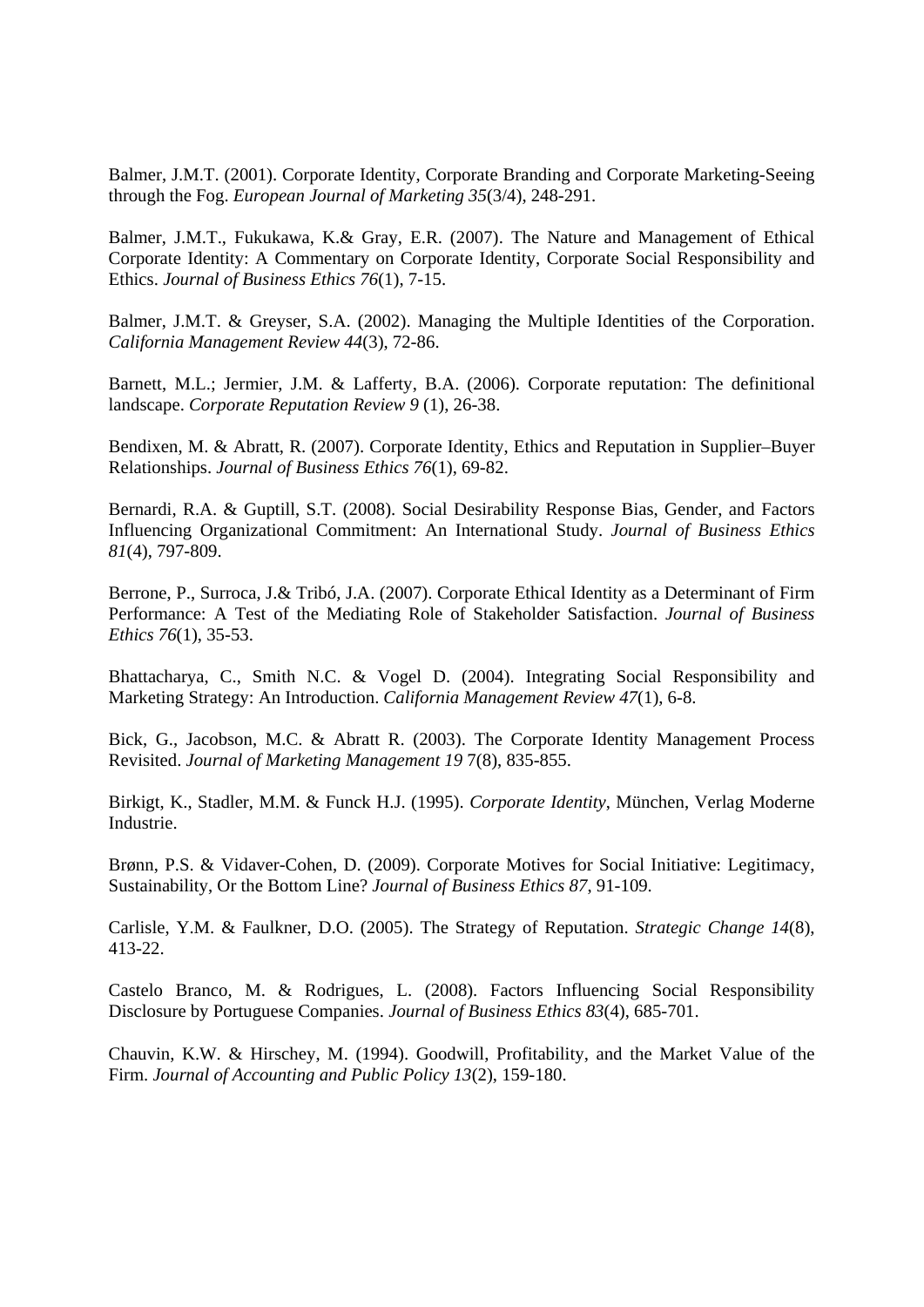Balmer, J.M.T. (2001). Corporate Identity, Corporate Branding and Corporate Marketing-Seeing through the Fog. *European Journal of Marketing 35*(3/4), 248-291.

Balmer, J.M.T., Fukukawa, K.& Gray, E.R. (2007). The Nature and Management of Ethical Corporate Identity: A Commentary on Corporate Identity, Corporate Social Responsibility and Ethics. *Journal of Business Ethics 76*(1), 7-15.

Balmer, J.M.T. & Greyser, S.A. (2002). Managing the Multiple Identities of the Corporation. *California Management Review 44*(3), 72-86.

Barnett, M.L.; Jermier, J.M. & Lafferty, B.A. (2006). Corporate reputation: The definitional landscape. *Corporate Reputation Review 9* (1), 26-38.

Bendixen, M. & Abratt, R. (2007). Corporate Identity, Ethics and Reputation in Supplier–Buyer Relationships. *Journal of Business Ethics 76*(1), 69-82.

Bernardi, R.A. & Guptill, S.T. (2008). Social Desirability Response Bias, Gender, and Factors Influencing Organizational Commitment: An International Study. *Journal of Business Ethics 81*(4), 797-809.

Berrone, P., Surroca, J.& Tribó, J.A. (2007). Corporate Ethical Identity as a Determinant of Firm Performance: A Test of the Mediating Role of Stakeholder Satisfaction. *Journal of Business Ethics 76*(1), 35-53.

Bhattacharya, C., Smith N.C. & Vogel D. (2004). Integrating Social Responsibility and Marketing Strategy: An Introduction. *California Management Review 47*(1), 6-8.

Bick, G., Jacobson, M.C. & Abratt R. (2003). The Corporate Identity Management Process Revisited. *Journal of Marketing Management 19* 7(8), 835-855.

Birkigt, K., Stadler, M.M. & Funck H.J. (1995). *Corporate Identity*, München, Verlag Moderne Industrie.

Brønn, P.S. & Vidaver-Cohen, D. (2009). Corporate Motives for Social Initiative: Legitimacy, Sustainability, Or the Bottom Line? *Journal of Business Ethics 87*, 91-109.

Carlisle, Y.M. & Faulkner, D.O. (2005). The Strategy of Reputation. *Strategic Change 14*(8), 413-22.

Castelo Branco, M. & Rodrigues, L. (2008). Factors Influencing Social Responsibility Disclosure by Portuguese Companies. *Journal of Business Ethics 83*(4), 685-701.

Chauvin, K.W. & Hirschey, M. (1994). Goodwill, Profitability, and the Market Value of the Firm. *Journal of Accounting and Public Policy 13*(2), 159-180.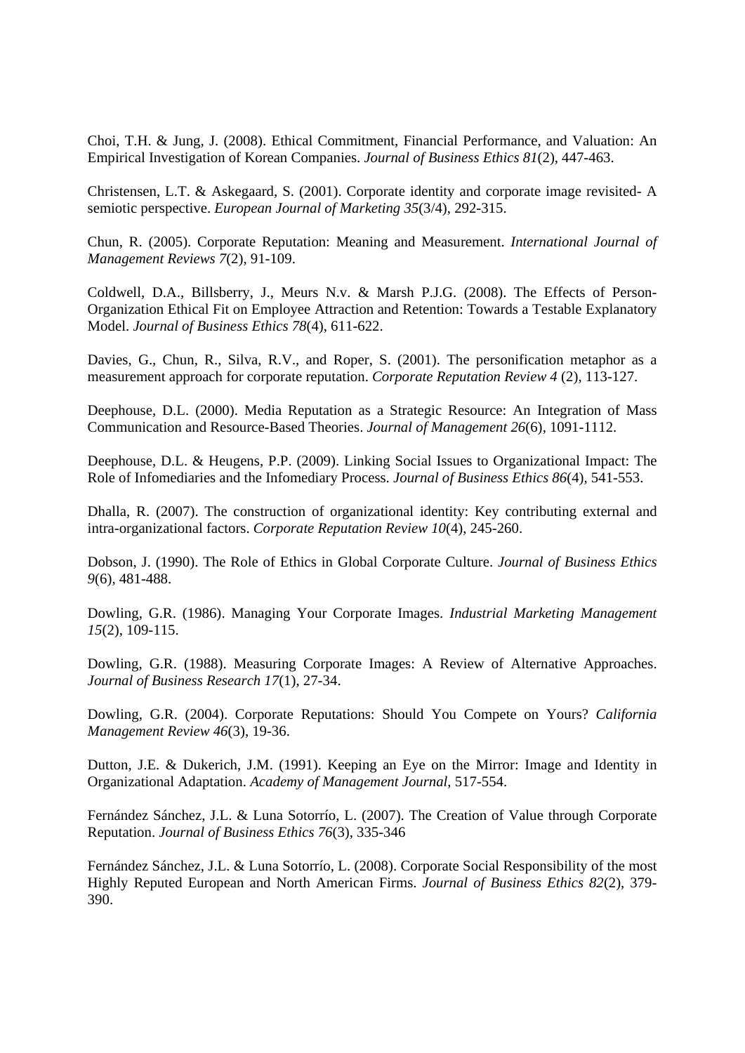Choi, T.H. & Jung, J. (2008). Ethical Commitment, Financial Performance, and Valuation: An Empirical Investigation of Korean Companies. *Journal of Business Ethics 81*(2), 447-463.

Christensen, L.T. & Askegaard, S. (2001). Corporate identity and corporate image revisited- A semiotic perspective. *European Journal of Marketing 35*(3/4), 292-315.

Chun, R. (2005). Corporate Reputation: Meaning and Measurement. *International Journal of Management Reviews 7*(2), 91-109.

Coldwell, D.A., Billsberry, J., Meurs N.v. & Marsh P.J.G. (2008). The Effects of Person-Organization Ethical Fit on Employee Attraction and Retention: Towards a Testable Explanatory Model. *Journal of Business Ethics 78*(4), 611-622.

Davies, G., Chun, R., Silva, R.V., and Roper, S. (2001). The personification metaphor as a measurement approach for corporate reputation. *Corporate Reputation Review 4* (2), 113-127.

Deephouse, D.L. (2000). Media Reputation as a Strategic Resource: An Integration of Mass Communication and Resource-Based Theories. *Journal of Management 26*(6), 1091-1112.

Deephouse, D.L. & Heugens, P.P. (2009). Linking Social Issues to Organizational Impact: The Role of Infomediaries and the Infomediary Process. *Journal of Business Ethics 86*(4), 541-553.

Dhalla, R. (2007). The construction of organizational identity: Key contributing external and intra-organizational factors. *Corporate Reputation Review 10*(4), 245-260.

Dobson, J. (1990). The Role of Ethics in Global Corporate Culture. *Journal of Business Ethics 9*(6), 481-488.

Dowling, G.R. (1986). Managing Your Corporate Images. *Industrial Marketing Management 15*(2), 109-115.

Dowling, G.R. (1988). Measuring Corporate Images: A Review of Alternative Approaches. *Journal of Business Research 17*(1), 27-34.

Dowling, G.R. (2004). Corporate Reputations: Should You Compete on Yours? *California Management Review 46*(3), 19-36.

Dutton, J.E. & Dukerich, J.M. (1991). Keeping an Eye on the Mirror: Image and Identity in Organizational Adaptation. *Academy of Management Journal*, 517-554.

Fernández Sánchez, J.L. & Luna Sotorrío, L. (2007). The Creation of Value through Corporate Reputation. *Journal of Business Ethics 76*(3), 335-346

Fernández Sánchez, J.L. & Luna Sotorrío, L. (2008). Corporate Social Responsibility of the most Highly Reputed European and North American Firms. *Journal of Business Ethics 82*(2), 379-390.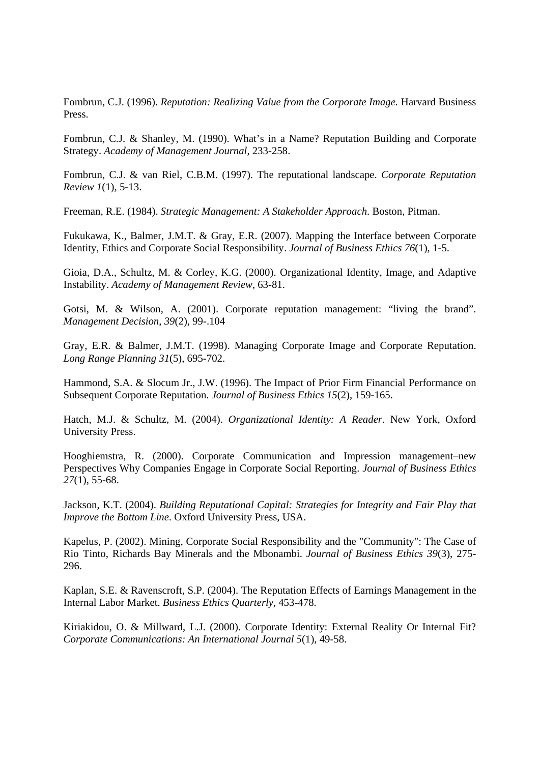Fombrun, C.J. (1996). *Reputation: Realizing Value from the Corporate Image.* Harvard Business Press.

Fombrun, C.J. & Shanley, M. (1990). What's in a Name? Reputation Building and Corporate Strategy. *Academy of Management Journal*, 233-258.

Fombrun, C.J. & van Riel, C.B.M. (1997). The reputational landscape. *Corporate Reputation Review 1*(1), 5-13.

Freeman, R.E. (1984). *Strategic Management: A Stakeholder Approach*. Boston, Pitman.

Fukukawa, K., Balmer, J.M.T. & Gray, E.R. (2007). Mapping the Interface between Corporate Identity, Ethics and Corporate Social Responsibility. *Journal of Business Ethics 76*(1), 1-5.

Gioia, D.A., Schultz, M. & Corley, K.G. (2000). Organizational Identity, Image, and Adaptive Instability. *Academy of Management Review*, 63-81.

Gotsi, M. & Wilson, A. (2001). Corporate reputation management: "living the brand". *Management Decision*, *39*(2), 99-.104

Gray, E.R. & Balmer, J.M.T. (1998). Managing Corporate Image and Corporate Reputation. *Long Range Planning 31*(5), 695-702.

Hammond, S.A. & Slocum Jr., J.W. (1996). The Impact of Prior Firm Financial Performance on Subsequent Corporate Reputation. *Journal of Business Ethics 15*(2), 159-165.

Hatch, M.J. & Schultz, M. (2004). *Organizational Identity: A Reader.* New York, Oxford University Press.

Hooghiemstra, R. (2000). Corporate Communication and Impression management–new Perspectives Why Companies Engage in Corporate Social Reporting. *Journal of Business Ethics 27*(1), 55-68.

Jackson, K.T. (2004). *Building Reputational Capital: Strategies for Integrity and Fair Play that Improve the Bottom Line*. Oxford University Press, USA.

Kapelus, P. (2002). Mining, Corporate Social Responsibility and the "Community": The Case of Rio Tinto, Richards Bay Minerals and the Mbonambi. *Journal of Business Ethics 39*(3), 275-296.

Kaplan, S.E. & Ravenscroft, S.P. (2004). The Reputation Effects of Earnings Management in the Internal Labor Market. *Business Ethics Quarterly*, 453-478.

Kiriakidou, O. & Millward, L.J. (2000). Corporate Identity: External Reality Or Internal Fit? *Corporate Communications: An International Journal 5*(1), 49-58.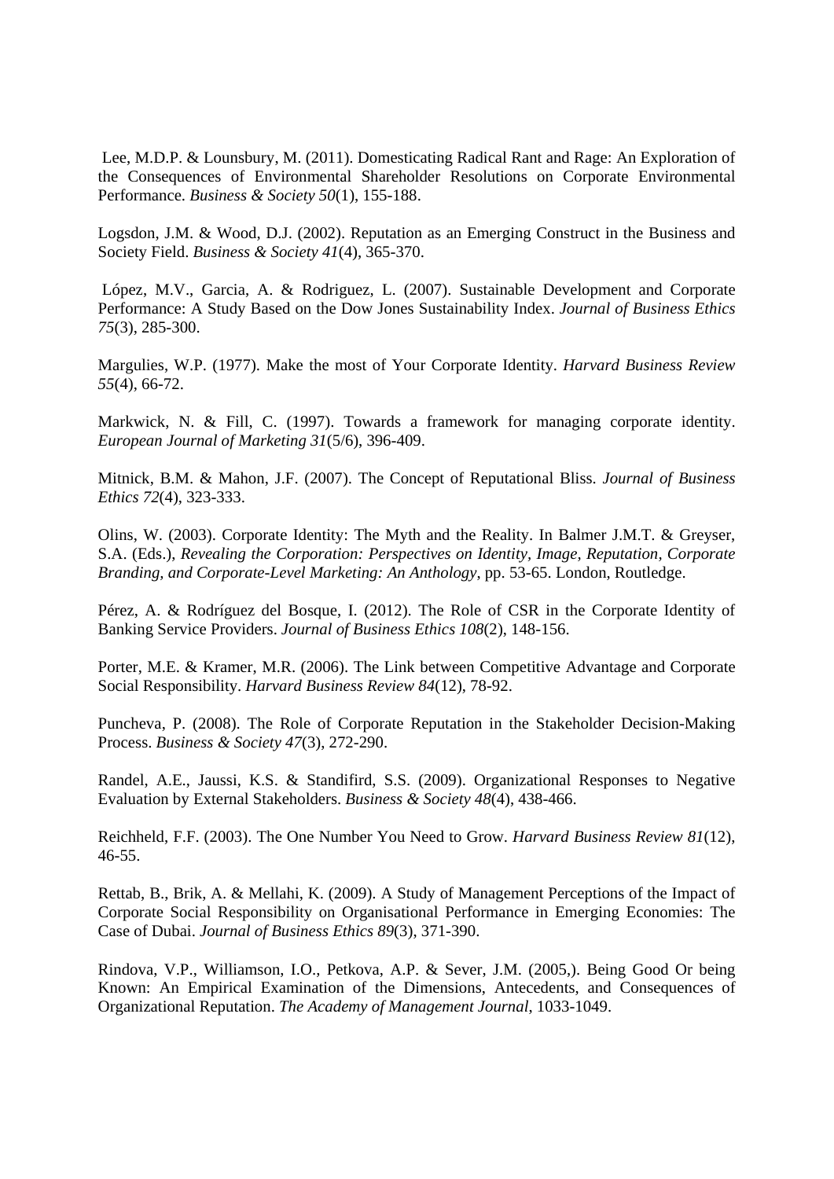Lee, M.D.P. & Lounsbury, M. (2011). Domesticating Radical Rant and Rage: An Exploration of the Consequences of Environmental Shareholder Resolutions on Corporate Environmental Performance. *Business & Society 50*(1), 155-188.

Logsdon, J.M. & Wood, D.J. (2002). Reputation as an Emerging Construct in the Business and Society Field. *Business & Society 41*(4), 365-370.

López, M.V., Garcia, A. & Rodriguez, L. (2007). Sustainable Development and Corporate Performance: A Study Based on the Dow Jones Sustainability Index. *Journal of Business Ethics 75*(3), 285-300.

Margulies, W.P. (1977). Make the most of Your Corporate Identity. *Harvard Business Review 55*(4), 66-72.

Markwick, N. & Fill, C. (1997). Towards a framework for managing corporate identity. *European Journal of Marketing 31*(5/6), 396-409.

Mitnick, B.M. & Mahon, J.F. (2007). The Concept of Reputational Bliss. *Journal of Business Ethics 72*(4), 323-333.

Olins, W. (2003). Corporate Identity: The Myth and the Reality. In Balmer J.M.T. & Greyser, S.A. (Eds.), *Revealing the Corporation: Perspectives on Identity, Image, Reputation, Corporate Branding, and Corporate-Level Marketing: An Anthology*, pp. 53-65. London, Routledge.

Pérez, A. & Rodríguez del Bosque, I. (2012). The Role of CSR in the Corporate Identity of Banking Service Providers. *Journal of Business Ethics 108*(2), 148-156.

Porter, M.E. & Kramer, M.R. (2006). The Link between Competitive Advantage and Corporate Social Responsibility. *Harvard Business Review 84*(12), 78-92.

Puncheva, P. (2008). The Role of Corporate Reputation in the Stakeholder Decision-Making Process. *Business & Society 47*(3), 272-290.

Randel, A.E., Jaussi, K.S. & Standifird, S.S. (2009). Organizational Responses to Negative Evaluation by External Stakeholders. *Business & Society 48*(4), 438-466.

Reichheld, F.F. (2003). The One Number You Need to Grow. *Harvard Business Review 81*(12), 46-55.

Rettab, B., Brik, A. & Mellahi, K. (2009). A Study of Management Perceptions of the Impact of Corporate Social Responsibility on Organisational Performance in Emerging Economies: The Case of Dubai. *Journal of Business Ethics 89*(3), 371-390.

Rindova, V.P., Williamson, I.O., Petkova, A.P. & Sever, J.M. (2005,). Being Good Or being Known: An Empirical Examination of the Dimensions, Antecedents, and Consequences of Organizational Reputation. *The Academy of Management Journal*, 1033-1049.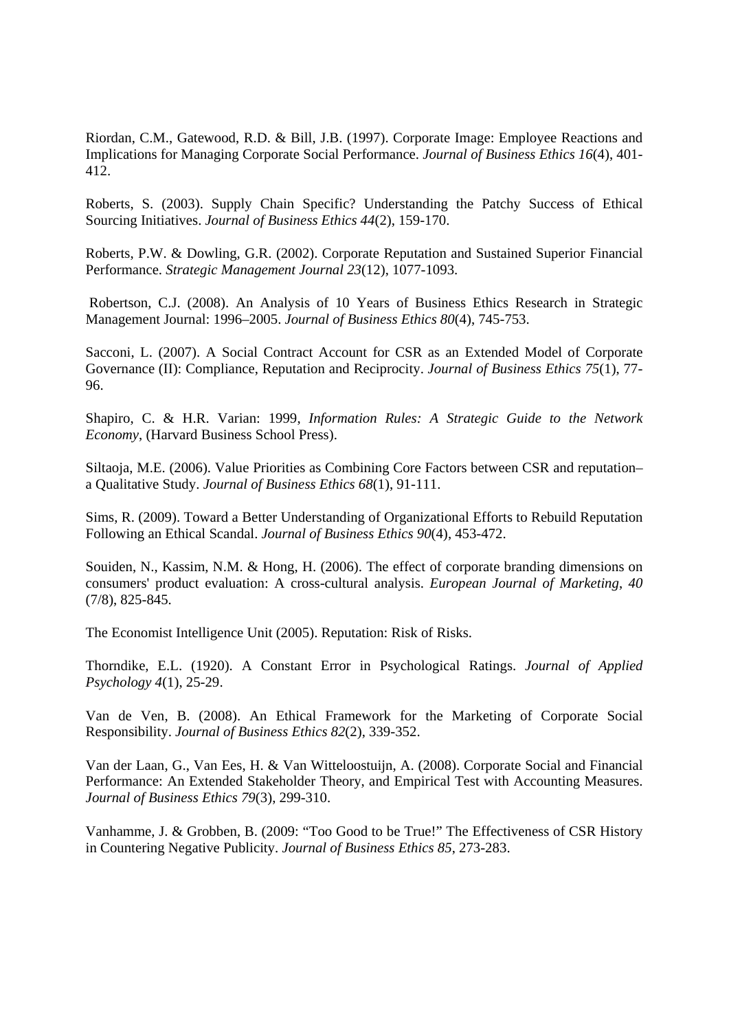Riordan, C.M., Gatewood, R.D. & Bill, J.B. (1997). Corporate Image: Employee Reactions and Implications for Managing Corporate Social Performance. *Journal of Business Ethics 16*(4), 401-412.

Roberts, S. (2003). Supply Chain Specific? Understanding the Patchy Success of Ethical Sourcing Initiatives. *Journal of Business Ethics 44*(2), 159-170.

Roberts, P.W. & Dowling, G.R. (2002). Corporate Reputation and Sustained Superior Financial Performance. *Strategic Management Journal 23*(12), 1077-1093.

Robertson, C.J. (2008). An Analysis of 10 Years of Business Ethics Research in Strategic Management Journal: 1996–2005. *Journal of Business Ethics 80*(4), 745-753.

Sacconi, L. (2007). A Social Contract Account for CSR as an Extended Model of Corporate Governance (II): Compliance, Reputation and Reciprocity. *Journal of Business Ethics 75*(1), 77-96.

Shapiro, C. & H.R. Varian: 1999, *Information Rules: A Strategic Guide to the Network Economy*, (Harvard Business School Press).

Siltaoja, M.E. (2006). Value Priorities as Combining Core Factors between CSR and reputation– a Qualitative Study. *Journal of Business Ethics 68*(1), 91-111.

Sims, R. (2009). Toward a Better Understanding of Organizational Efforts to Rebuild Reputation Following an Ethical Scandal. *Journal of Business Ethics 90*(4), 453-472.

Souiden, N., Kassim, N.M. & Hong, H. (2006). The effect of corporate branding dimensions on consumers' product evaluation: A cross-cultural analysis. *European Journal of Marketing*, *40* (7/8), 825-845.

The Economist Intelligence Unit (2005). Reputation: Risk of Risks.

Thorndike, E.L. (1920). A Constant Error in Psychological Ratings. *Journal of Applied Psychology 4*(1), 25-29.

Van de Ven, B. (2008). An Ethical Framework for the Marketing of Corporate Social Responsibility. *Journal of Business Ethics 82*(2), 339-352.

Van der Laan, G., Van Ees, H. & Van Witteloostuijn, A. (2008). Corporate Social and Financial Performance: An Extended Stakeholder Theory, and Empirical Test with Accounting Measures. *Journal of Business Ethics 79*(3), 299-310.

Vanhamme, J. & Grobben, B. (2009: "Too Good to be True!" The Effectiveness of CSR History in Countering Negative Publicity. *Journal of Business Ethics 85*, 273-283.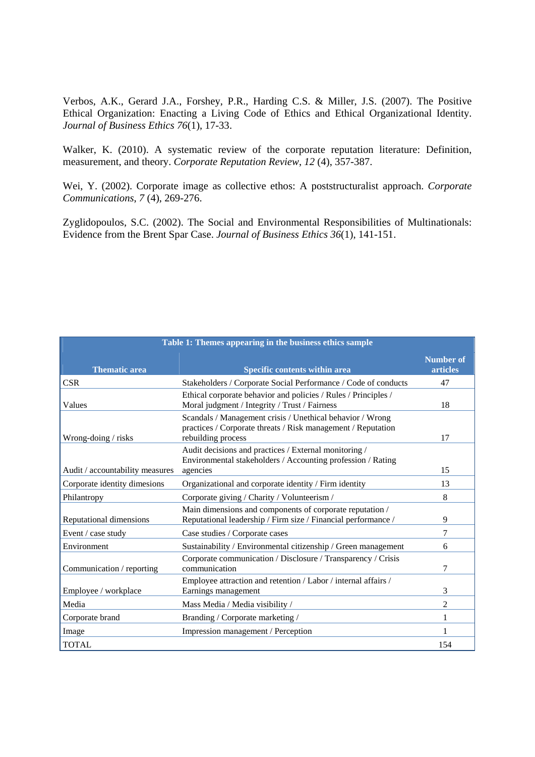Verbos, A.K., Gerard J.A., Forshey, P.R., Harding C.S. & Miller, J.S. (2007). The Positive Ethical Organization: Enacting a Living Code of Ethics and Ethical Organizational Identity. *Journal of Business Ethics 76*(1), 17-33.

Walker, K. (2010). A systematic review of the corporate reputation literature: Definition, measurement, and theory. *Corporate Reputation Review*, *12* (4), 357-387.

Wei, Y. (2002). Corporate image as collective ethos: A poststructuralist approach. *Corporate Communications*, *7* (4), 269-276.

Zyglidopoulos, S.C. (2002). The Social and Environmental Responsibilities of Multinationals: Evidence from the Brent Spar Case. *Journal of Business Ethics 36*(1), 141-151.

**Table 1: Themes appearing in the business ethics sample**

| Thematic area | Specific contents within area | Number of articles |
|---|---|---|
| CSR | Stakeholders / Corporate Social Performance / Code of conducts | 47 |
| Values | Ethical corporate behavior and policies / Rules / Principles / Moral judgment / Integrity / Trust / Fairness | 18 |
| Wrong-doing / risks | Scandals / Management crisis / Unethical behavior / Wrong practices / Corporate threats / Risk management / Reputation rebuilding process | 17 |
| Audit / accountability measures | Audit decisions and practices / External monitoring / Environmental stakeholders / Accounting profession / Rating agencies | 15 |
| Corporate identity dimesions | Organizational and corporate identity / Firm identity | 13 |
| Philantropy | Corporate giving / Charity / Volunteerism / | 8 |
| Reputational dimensions | Main dimensions and components of corporate reputation / Reputational leadership / Firm size / Financial performance / | 9 |
| Event / case study | Case studies / Corporate cases | 7 |
| Environment | Sustainability / Environmental citizenship / Green management | 6 |
| Communication / reporting | Corporate communication / Disclosure / Transparency / Crisis communication | 7 |
| Employee / workplace | Employee attraction and retention / Labor / internal affairs / Earnings management | 3 |
| Media | Mass Media / Media visibility / | 2 |
| Corporate brand | Branding / Corporate marketing / | 1 |
| Image | Impression management / Perception | 1 |
| TOTAL | | 154 |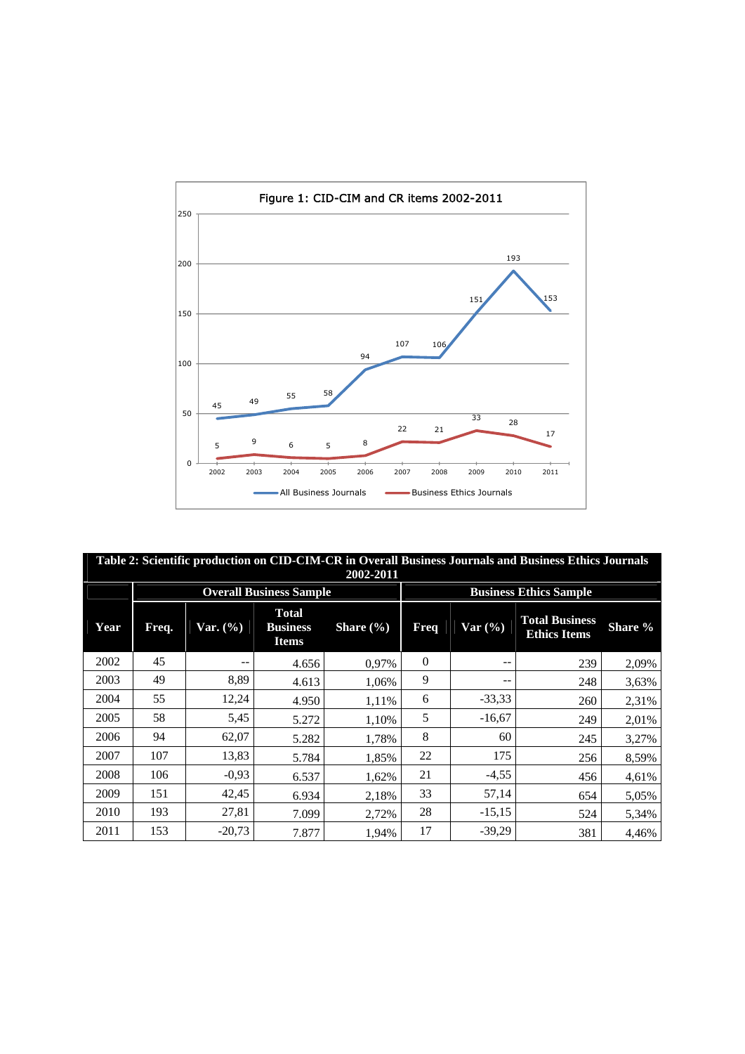Figure 1: CID-CIM and CR items 2002-2011

250
200
150
100
50
0

45 49 55 58 94 107 106 151 193 153

5 9 6 5 8 22 21 33 28 17

2002 2003 2004 2005 2006 2007 2008 2009 2010 2011

All Business Journals
Business Ethics Journals

**Table 2: Scientific production on CID-CIM-CR in Overall Business Journals and Business Ethics Journals 2002-2011**

| Year | Overall Business Sample | | | | Business Ethics Sample | | | |
|---|---|---|---|---|---|---|---|---|
| | Freq. | Var. (%) | Total Business Items | Share (%) | Freq | Var (%) | Total Business Ethics Items | Share % |
| 2002 | 45 | -- | 4.656 | 0,97% | 0 | -- | 239 | 2,09% |
| 2003 | 49 | 8,89 | 4.613 | 1,06% | 9 | -- | 248 | 3,63% |
| 2004 | 55 | 12,24 | 4.950 | 1,11% | 6 | -33,33 | 260 | 2,31% |
| 2005 | 58 | 5,45 | 5.272 | 1,10% | 5 | -16,67 | 249 | 2,01% |
| 2006 | 94 | 62,07 | 5.282 | 1,78% | 8 | 60 | 245 | 3,27% |
| 2007 | 107 | 13,83 | 5.784 | 1,85% | 22 | 175 | 256 | 8,59% |
| 2008 | 106 | -0,93 | 6.537 | 1,62% | 21 | -4,55 | 456 | 4,61% |
| 2009 | 151 | 42,45 | 6.934 | 2,18% | 33 | 57,14 | 654 | 5,05% |
| 2010 | 193 | 27,81 | 7.099 | 2,72% | 28 | -15,15 | 524 | 5,34% |
| 2011 | 153 | -20,73 | 7.877 | 1,94% | 17 | -39,29 | 381 | 4,46% |